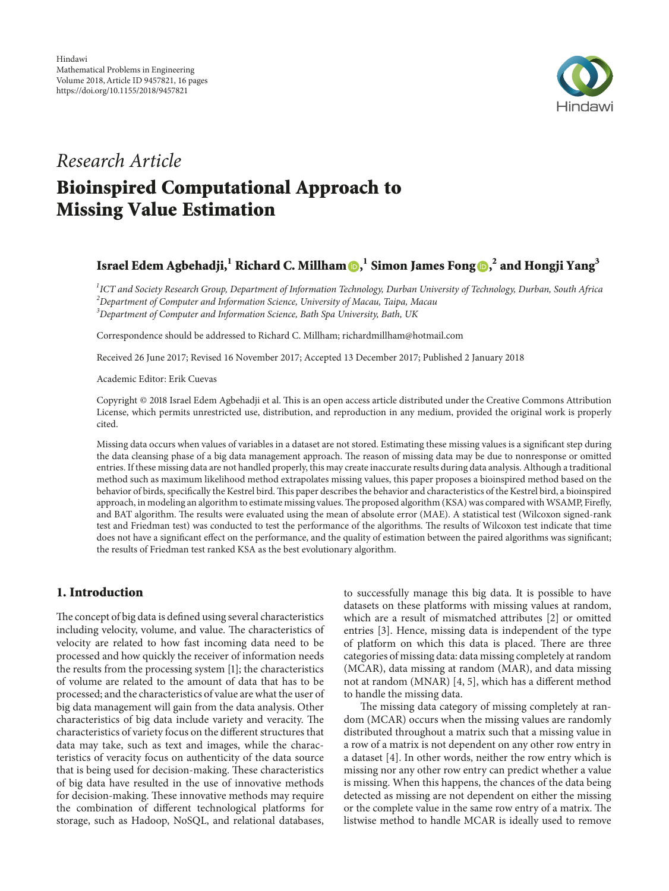Hindawi
Mathematical Problems in Engineering
Volume 2018, Article ID 9457821, 16 pages
https://doi.org/10.1155/2018/9457821

*Research Article*

# Bioinspired Computational Approach to Missing Value Estimation

**Israel Edem Agbehadji,[1] Richard C. Millham,[1] Simon James Fong,[2] and Hongji Yang[3]**

[1] *ICT and Society Research Group, Department of Information Technology, Durban University of Technology, Durban, South Africa*
[2] *Department of Computer and Information Science, University of Macau, Taipa, Macau*
[3] *Department of Computer and Information Science, Bath Spa University, Bath, UK*

Correspondence should be addressed to Richard C. Millham; richardmillham@hotmail.com

Received 26 June 2017; Revised 16 November 2017; Accepted 13 December 2017; Published 2 January 2018

Academic Editor: Erik Cuevas

Copyright © 2018 Israel Edem Agbehadji et al. This is an open access article distributed under the Creative Commons Attribution License, which permits unrestricted use, distribution, and reproduction in any medium, provided the original work is properly cited.

Missing data occurs when values of variables in a dataset are not stored. Estimating these missing values is a significant step during the data cleansing phase of a big data management approach. The reason of missing data may be due to nonresponse or omitted entries. If these missing data are not handled properly, this may create inaccurate results during data analysis. Although a traditional method such as maximum likelihood method extrapolates missing values, this paper proposes a bioinspired method based on the behavior of birds, specifically the Kestrel bird. This paper describes the behavior and characteristics of the Kestrel bird, a bioinspired approach, in modeling an algorithm to estimate missing values. The proposed algorithm (KSA) was compared with WSAMP, Firefly, and BAT algorithm. The results were evaluated using the mean of absolute error (MAE). A statistical test (Wilcoxon signed-rank test and Friedman test) was conducted to test the performance of the algorithms. The results of Wilcoxon test indicate that time does not have a significant effect on the performance, and the quality of estimation between the paired algorithms was significant; the results of Friedman test ranked KSA as the best evolutionary algorithm.

## 1. Introduction

The concept of big data is defined using several characteristics including velocity, volume, and value. The characteristics of velocity are related to how fast incoming data need to be processed and how quickly the receiver of information needs the results from the processing system [1]; the characteristics of volume are related to the amount of data that has to be processed; and the characteristics of value are what the user of big data management will gain from the data analysis. Other characteristics of big data include variety and veracity. The characteristics of variety focus on the different structures that data may take, such as text and images, while the characteristics of veracity focus on authenticity of the data source that is being used for decision-making. These characteristics of big data have resulted in the use of innovative methods for decision-making. These innovative methods may require the combination of different technological platforms for storage, such as Hadoop, NoSQL, and relational databases, to successfully manage this big data. It is possible to have datasets on these platforms with missing values at random, which are a result of mismatched attributes [2] or omitted entries [3]. Hence, missing data is independent of the type of platform on which this data is placed. There are three categories of missing data: data missing completely at random (MCAR), data missing at random (MAR), and data missing not at random (MNAR) [4, 5], which has a different method to handle the missing data.

The missing data category of missing completely at random (MCAR) occurs when the missing values are randomly distributed throughout a matrix such that a missing value in a row of a matrix is not dependent on any other row entry in a dataset [4]. In other words, neither the row entry which is missing nor any other row entry can predict whether a value is missing. When this happens, the chances of the data being detected as missing are not dependent on either the missing or the complete value in the same row entry of a matrix. The listwise method to handle MCAR is ideally used to remove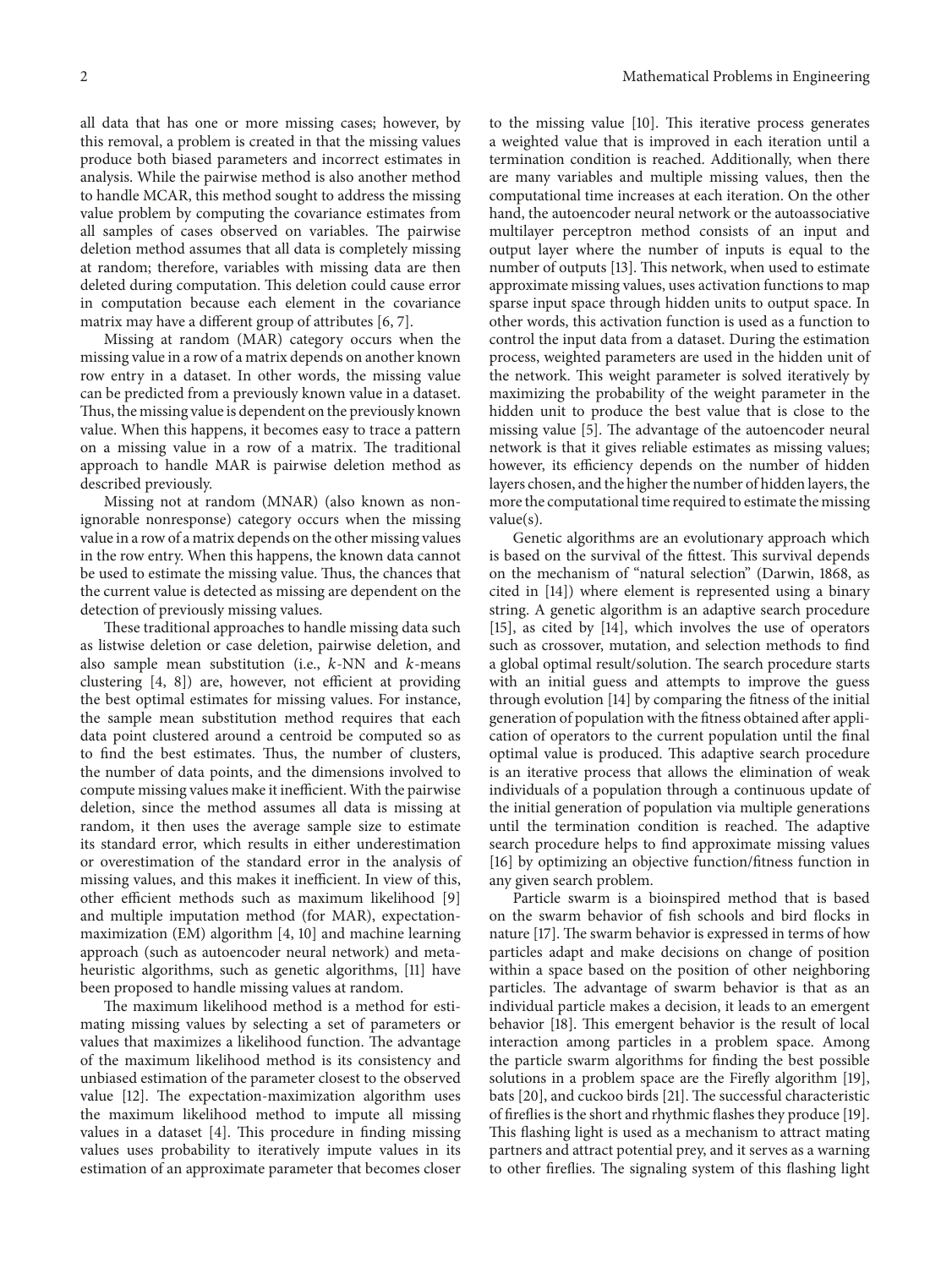all data that has one or more missing cases; however, by this removal, a problem is created in that the missing values produce both biased parameters and incorrect estimates in analysis. While the pairwise method is also another method to handle MCAR, this method sought to address the missing value problem by computing the covariance estimates from all samples of cases observed on variables. The pairwise deletion method assumes that all data is completely missing at random; therefore, variables with missing data are then deleted during computation. This deletion could cause error in computation because each element in the covariance matrix may have a different group of attributes [6, 7].

Missing at random (MAR) category occurs when the missing value in a row of a matrix depends on another known row entry in a dataset. In other words, the missing value can be predicted from a previously known value in a dataset. Thus, the missing value is dependent on the previously known value. When this happens, it becomes easy to trace a pattern on a missing value in a row of a matrix. The traditional approach to handle MAR is pairwise deletion method as described previously.

Missing not at random (MNAR) (also known as non-ignorable nonresponse) category occurs when the missing value in a row of a matrix depends on the other missing values in the row entry. When this happens, the known data cannot be used to estimate the missing value. Thus, the chances that the current value is detected as missing are dependent on the detection of previously missing values.

These traditional approaches to handle missing data such as listwise deletion or case deletion, pairwise deletion, and also sample mean substitution (i.e., $k$-NN and $k$-means clustering [4, 8]) are, however, not efficient at providing the best optimal estimates for missing values. For instance, the sample mean substitution method requires that each data point clustered around a centroid be computed so as to find the best estimates. Thus, the number of clusters, the number of data points, and the dimensions involved to compute missing values make it inefficient. With the pairwise deletion, since the method assumes all data is missing at random, it then uses the average sample size to estimate its standard error, which results in either underestimation or overestimation of the standard error in the analysis of missing values, and this makes it inefficient. In view of this, other efficient methods such as maximum likelihood [9] and multiple imputation method (for MAR), expectation-maximization (EM) algorithm [4, 10] and machine learning approach (such as autoencoder neural network) and metaheuristic algorithms, such as genetic algorithms, [11] have been proposed to handle missing values at random.

The maximum likelihood method is a method for estimating missing values by selecting a set of parameters or values that maximizes a likelihood function. The advantage of the maximum likelihood method is its consistency and unbiased estimation of the parameter closest to the observed value [12]. The expectation-maximization algorithm uses the maximum likelihood method to impute all missing values in a dataset [4]. This procedure in finding missing values uses probability to iteratively impute values in its estimation of an approximate parameter that becomes closer to the missing value [10]. This iterative process generates a weighted value that is improved in each iteration until a termination condition is reached. Additionally, when there are many variables and multiple missing values, then the computational time increases at each iteration. On the other hand, the autoencoder neural network or the autoassociative multilayer perceptron method consists of an input and output layer where the number of inputs is equal to the number of outputs [13]. This network, when used to estimate approximate missing values, uses activation functions to map sparse input space through hidden units to output space. In other words, this activation function is used as a function to control the input data from a dataset. During the estimation process, weighted parameters are used in the hidden unit of the network. This weight parameter is solved iteratively by maximizing the probability of the weight parameter in the hidden unit to produce the best value that is close to the missing value [5]. The advantage of the autoencoder neural network is that it gives reliable estimates as missing values; however, its efficiency depends on the number of hidden layers chosen, and the higher the number of hidden layers, the more the computational time required to estimate the missing value(s).

Genetic algorithms are an evolutionary approach which is based on the survival of the fittest. This survival depends on the mechanism of "natural selection" (Darwin, 1868, as cited in [14]) where element is represented using a binary string. A genetic algorithm is an adaptive search procedure [15], as cited by [14], which involves the use of operators such as crossover, mutation, and selection methods to find a global optimal result/solution. The search procedure starts with an initial guess and attempts to improve the guess through evolution [14] by comparing the fitness of the initial generation of population with the fitness obtained after application of operators to the current population until the final optimal value is produced. This adaptive search procedure is an iterative process that allows the elimination of weak individuals of a population through a continuous update of the initial generation of population via multiple generations until the termination condition is reached. The adaptive search procedure helps to find approximate missing values [16] by optimizing an objective function/fitness function in any given search problem.

Particle swarm is a bioinspired method that is based on the swarm behavior of fish schools and bird flocks in nature [17]. The swarm behavior is expressed in terms of how particles adapt and make decisions on change of position within a space based on the position of other neighboring particles. The advantage of swarm behavior is that as an individual particle makes a decision, it leads to an emergent behavior [18]. This emergent behavior is the result of local interaction among particles in a problem space. Among the particle swarm algorithms for finding the best possible solutions in a problem space are the Firefly algorithm [19], bats [20], and cuckoo birds [21]. The successful characteristic of fireflies is the short and rhythmic flashes they produce [19]. This flashing light is used as a mechanism to attract mating partners and attract potential prey, and it serves as a warning to other fireflies. The signaling system of this flashing light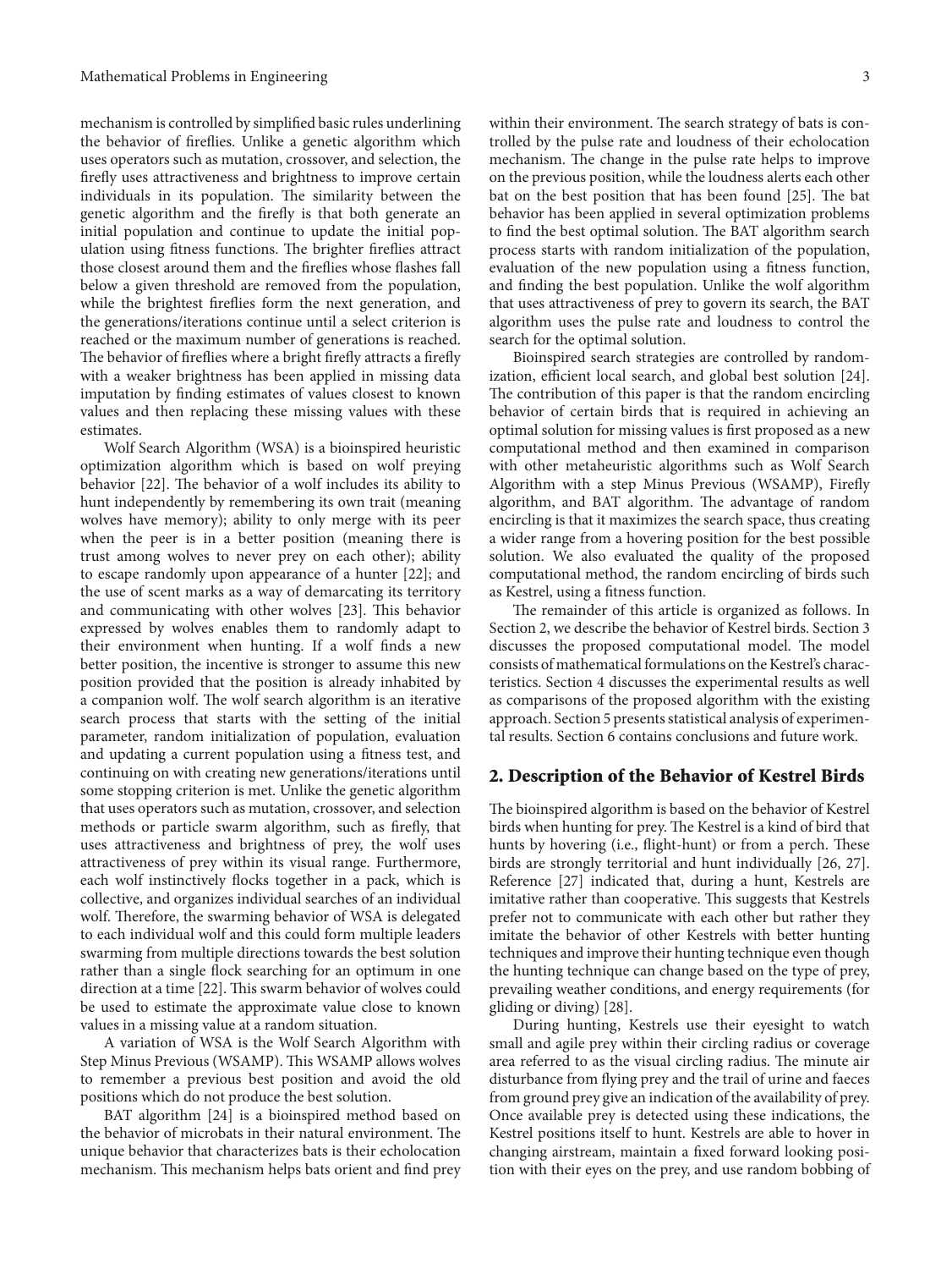mechanism is controlled by simplified basic rules underlining the behavior of fireflies. Unlike a genetic algorithm which uses operators such as mutation, crossover, and selection, the firefly uses attractiveness and brightness to improve certain individuals in its population. The similarity between the genetic algorithm and the firefly is that both generate an initial population and continue to update the initial population using fitness functions. The brighter fireflies attract those closest around them and the fireflies whose flashes fall below a given threshold are removed from the population, while the brightest fireflies form the next generation, and the generations/iterations continue until a select criterion is reached or the maximum number of generations is reached. The behavior of fireflies where a bright firefly attracts a firefly with a weaker brightness has been applied in missing data imputation by finding estimates of values closest to known values and then replacing these missing values with these estimates.

Wolf Search Algorithm (WSA) is a bioinspired heuristic optimization algorithm which is based on wolf preying behavior [22]. The behavior of a wolf includes its ability to hunt independently by remembering its own trait (meaning wolves have memory); ability to only merge with its peer when the peer is in a better position (meaning there is trust among wolves to never prey on each other); ability to escape randomly upon appearance of a hunter [22]; and the use of scent marks as a way of demarcating its territory and communicating with other wolves [23]. This behavior expressed by wolves enables them to randomly adapt to their environment when hunting. If a wolf finds a new better position, the incentive is stronger to assume this new position provided that the position is already inhabited by a companion wolf. The wolf search algorithm is an iterative search process that starts with the setting of the initial parameter, random initialization of population, evaluation and updating a current population using a fitness test, and continuing on with creating new generations/iterations until some stopping criterion is met. Unlike the genetic algorithm that uses operators such as mutation, crossover, and selection methods or particle swarm algorithm, such as firefly, that uses attractiveness and brightness of prey, the wolf uses attractiveness of prey within its visual range. Furthermore, each wolf instinctively flocks together in a pack, which is collective, and organizes individual searches of an individual wolf. Therefore, the swarming behavior of WSA is delegated to each individual wolf and this could form multiple leaders swarming from multiple directions towards the best solution rather than a single flock searching for an optimum in one direction at a time [22]. This swarm behavior of wolves could be used to estimate the approximate value close to known values in a missing value at a random situation.

A variation of WSA is the Wolf Search Algorithm with Step Minus Previous (WSAMP). This WSAMP allows wolves to remember a previous best position and avoid the old positions which do not produce the best solution.

BAT algorithm [24] is a bioinspired method based on the behavior of microbats in their natural environment. The unique behavior that characterizes bats is their echolocation mechanism. This mechanism helps bats orient and find prey within their environment. The search strategy of bats is controlled by the pulse rate and loudness of their echolocation mechanism. The change in the pulse rate helps to improve on the previous position, while the loudness alerts each other bat on the best position that has been found [25]. The bat behavior has been applied in several optimization problems to find the best optimal solution. The BAT algorithm search process starts with random initialization of the population, evaluation of the new population using a fitness function, and finding the best population. Unlike the wolf algorithm that uses attractiveness of prey to govern its search, the BAT algorithm uses the pulse rate and loudness to control the search for the optimal solution.

Bioinspired search strategies are controlled by randomization, efficient local search, and global best solution [24]. The contribution of this paper is that the random encircling behavior of certain birds that is required in achieving an optimal solution for missing values is first proposed as a new computational method and then examined in comparison with other metaheuristic algorithms such as Wolf Search Algorithm with a step Minus Previous (WSAMP), Firefly algorithm, and BAT algorithm. The advantage of random encircling is that it maximizes the search space, thus creating a wider range from a hovering position for the best possible solution. We also evaluated the quality of the proposed computational method, the random encircling of birds such as Kestrel, using a fitness function.

The remainder of this article is organized as follows. In Section 2, we describe the behavior of Kestrel birds. Section 3 discusses the proposed computational model. The model consists of mathematical formulations on the Kestrel's characteristics. Section 4 discusses the experimental results as well as comparisons of the proposed algorithm with the existing approach. Section 5 presents statistical analysis of experimental results. Section 6 contains conclusions and future work.

## 2. Description of the Behavior of Kestrel Birds

The bioinspired algorithm is based on the behavior of Kestrel birds when hunting for prey. The Kestrel is a kind of bird that hunts by hovering (i.e., flight-hunt) or from a perch. These birds are strongly territorial and hunt individually [26, 27]. Reference [27] indicated that, during a hunt, Kestrels are imitative rather than cooperative. This suggests that Kestrels prefer not to communicate with each other but rather they imitate the behavior of other Kestrels with better hunting techniques and improve their hunting technique even though the hunting technique can change based on the type of prey, prevailing weather conditions, and energy requirements (for gliding or diving) [28].

During hunting, Kestrels use their eyesight to watch small and agile prey within their circling radius or coverage area referred to as the visual circling radius. The minute air disturbance from flying prey and the trail of urine and faeces from ground prey give an indication of the availability of prey. Once available prey is detected using these indications, the Kestrel positions itself to hunt. Kestrels are able to hover in changing airstream, maintain a fixed forward looking position with their eyes on the prey, and use random bobbing of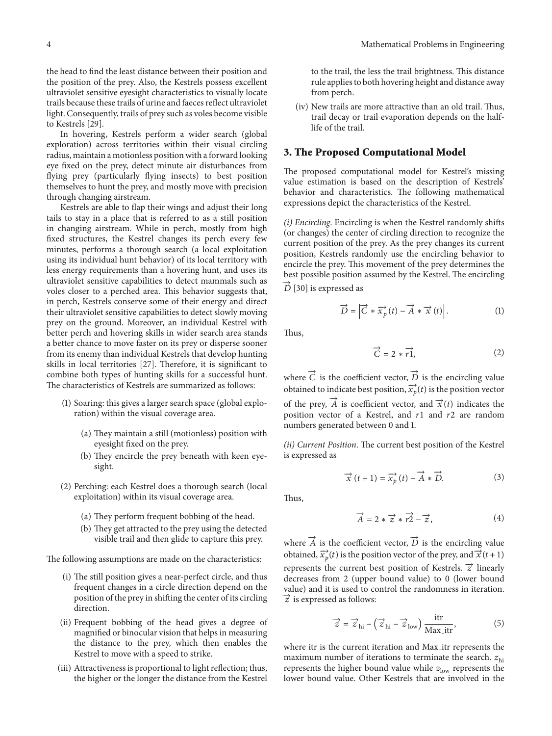the head to find the least distance between their position and the position of the prey. Also, the Kestrels possess excellent ultraviolet sensitive eyesight characteristics to visually locate trails because these trails of urine and faeces reflect ultraviolet light. Consequently, trails of prey such as voles become visible to Kestrels [29].

In hovering, Kestrels perform a wider search (global exploration) across territories within their visual circling radius, maintain a motionless position with a forward looking eye fixed on the prey, detect minute air disturbances from flying prey (particularly flying insects) to best position themselves to hunt the prey, and mostly move with precision through changing airstream.

Kestrels are able to flap their wings and adjust their long tails to stay in a place that is referred to as a still position in changing airstream. While in perch, mostly from high fixed structures, the Kestrel changes its perch every few minutes, performs a thorough search (a local exploitation using its individual hunt behavior) of its local territory with less energy requirements than a hovering hunt, and uses its ultraviolet sensitive capabilities to detect mammals such as voles closer to a perched area. This behavior suggests that, in perch, Kestrels conserve some of their energy and direct their ultraviolet sensitive capabilities to detect slowly moving prey on the ground. Moreover, an individual Kestrel with better perch and hovering skills in wider search area stands a better chance to move faster on its prey or disperse sooner from its enemy than individual Kestrels that develop hunting skills in local territories [27]. Therefore, it is significant to combine both types of hunting skills for a successful hunt. The characteristics of Kestrels are summarized as follows:

(1) Soaring: this gives a larger search space (global exploration) within the visual coverage area.

  (a) They maintain a still (motionless) position with eyesight fixed on the prey.

  (b) They encircle the prey beneath with keen eyesight.

(2) Perching: each Kestrel does a thorough search (local exploitation) within its visual coverage area.

  (a) They perform frequent bobbing of the head.

  (b) They get attracted to the prey using the detected visible trail and then glide to capture this prey.

The following assumptions are made on the characteristics:

(i) The still position gives a near-perfect circle, and thus frequent changes in a circle direction depend on the position of the prey in shifting the center of its circling direction.

(ii) Frequent bobbing of the head gives a degree of magnified or binocular vision that helps in measuring the distance to the prey, which then enables the Kestrel to move with a speed to strike.

(iii) Attractiveness is proportional to light reflection; thus, the higher or the longer the distance from the Kestrel to the trail, the less the trail brightness. This distance rule applies to both hovering height and distance away from perch.

(iv) New trails are more attractive than an old trail. Thus, trail decay or trail evaporation depends on the half-life of the trail.

## 3. The Proposed Computational Model

The proposed computational model for Kestrel's missing value estimation is based on the description of Kestrels' behavior and characteristics. The following mathematical expressions depict the characteristics of the Kestrel.

*(i) Encircling*. Encircling is when the Kestrel randomly shifts (or changes) the center of circling direction to recognize the current position of the prey. As the prey changes its current position, Kestrels randomly use the encircling behavior to encircle the prey. This movement of the prey determines the best possible position assumed by the Kestrel. The encircling $\vec{D}$ [30] is expressed as

$$\vec{D} = \left| \vec{C} * \vec{x_p}(t) - \vec{A} * \vec{x}(t) \right|. \quad (1)$$

Thus,

$$\vec{C} = 2 * \vec{r1}, \quad (2)$$

where $\vec{C}$ is the coefficient vector, $\vec{D}$ is the encircling value obtained to indicate best position, $\vec{x_p}(t)$ is the position vector of the prey, $\vec{A}$ is coefficient vector, and $\vec{x}(t)$ indicates the position vector of a Kestrel, and $r1$ and $r2$ are random numbers generated between 0 and 1.

*(ii) Current Position*. The current best position of the Kestrel is expressed as

$$\vec{x}(t+1) = \vec{x_p}(t) - \vec{A} * \vec{D}. \quad (3)$$

Thus,

$$\vec{A} = 2 * \vec{z} * \vec{r2} - \vec{z}, \quad (4)$$

where $\vec{A}$ is the coefficient vector, $\vec{D}$ is the encircling value obtained, $\vec{x_p}(t)$ is the position vector of the prey, and $\vec{x}(t+1)$ represents the current best position of Kestrels. $\vec{z}$ linearly decreases from 2 (upper bound value) to 0 (lower bound value) and it is used to control the randomness in iteration. $\vec{z}$ is expressed as follows:

$$\vec{z} = \vec{z}_{\text{hi}} - \left( \vec{z}_{\text{hi}} - \vec{z}_{\text{low}} \right) \frac{\text{itr}}{\text{Max\_itr}}, \quad (5)$$

where itr is the current iteration and Max_itr represents the maximum number of iterations to terminate the search. $z_{\text{hi}}$ represents the higher bound value while $z_{\text{low}}$ represents the lower bound value. Other Kestrels that are involved in the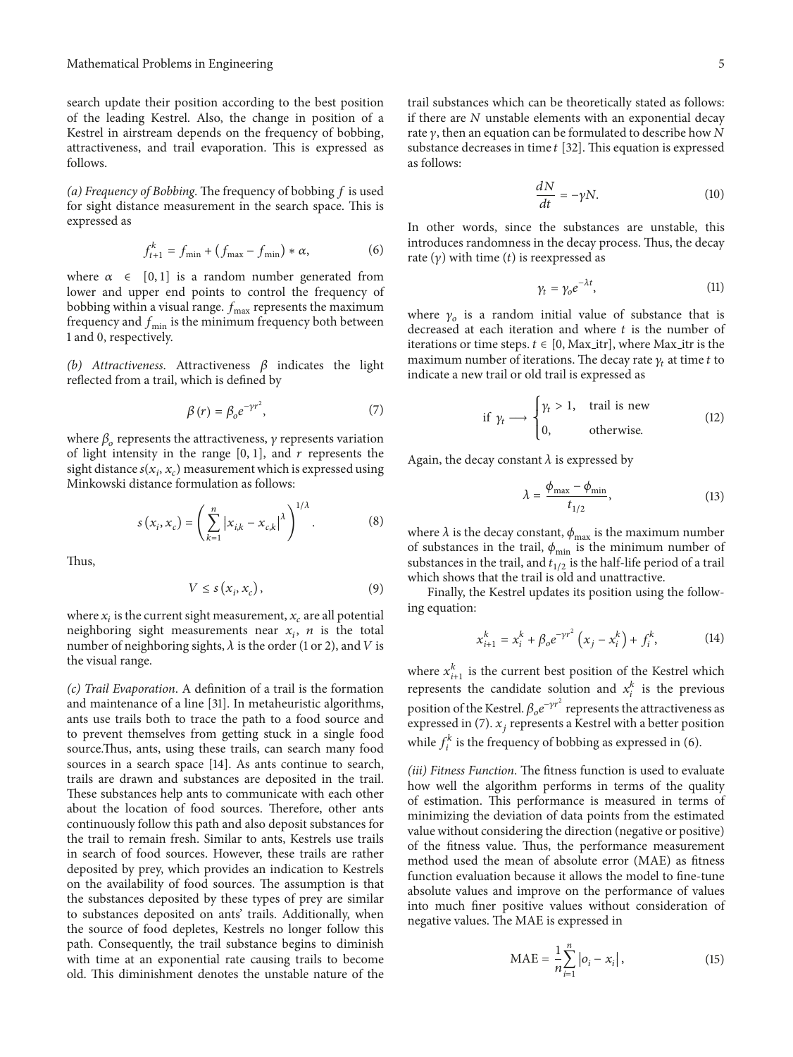search update their position according to the best position of the leading Kestrel. Also, the change in position of a Kestrel in airstream depends on the frequency of bobbing, attractiveness, and trail evaporation. This is expressed as follows.

*(a) Frequency of Bobbing*. The frequency of bobbing $f$ is used for sight distance measurement in the search space. This is expressed as

$$f_{t+1}^{k} = f_{\min} + \left(f_{\max} - f_{\min}\right) * \alpha, \tag{6}$$

where $\alpha \in [0, 1]$ is a random number generated from lower and upper end points to control the frequency of bobbing within a visual range. $f_{\max}$ represents the maximum frequency and $f_{\min}$ is the minimum frequency both between 1 and 0, respectively.

*(b) Attractiveness*. Attractiveness $\beta$ indicates the light reflected from a trail, which is defined by

$$\beta(r) = \beta_o e^{-\gamma r^2}, \tag{7}$$

where $\beta_o$ represents the attractiveness, $\gamma$ represents variation of light intensity in the range $[0, 1]$, and $r$ represents the sight distance $s(x_i, x_c)$ measurement which is expressed using Minkowski distance formulation as follows:

$$s\left(x_i, x_c\right) = \left(\sum_{k=1}^{n} \left|x_{i,k} - x_{c,k}\right|^{\lambda}\right)^{1/\lambda}. \tag{8}$$

Thus,

$$V \leq s\left(x_i, x_c\right), \tag{9}$$

where $x_i$ is the current sight measurement, $x_c$ are all potential neighboring sight measurements near $x_i$, $n$ is the total number of neighboring sights, $\lambda$ is the order (1 or 2), and $V$ is the visual range.

*(c) Trail Evaporation*. A definition of a trail is the formation and maintenance of a line [31]. In metaheuristic algorithms, ants use trails both to trace the path to a food source and to prevent themselves from getting stuck in a single food source.Thus, ants, using these trails, can search many food sources in a search space [14]. As ants continue to search, trails are drawn and substances are deposited in the trail. These substances help ants to communicate with each other about the location of food sources. Therefore, other ants continuously follow this path and also deposit substances for the trail to remain fresh. Similar to ants, Kestrels use trails in search of food sources. However, these trails are rather deposited by prey, which provides an indication to Kestrels on the availability of food sources. The assumption is that the substances deposited by these types of prey are similar to substances deposited on ants' trails. Additionally, when the source of food depletes, Kestrels no longer follow this path. Consequently, the trail substance begins to diminish with time at an exponential rate causing trails to become old. This diminishment denotes the unstable nature of the trail substances which can be theoretically stated as follows: if there are $N$ unstable elements with an exponential decay rate $\gamma$, then an equation can be formulated to describe how $N$ substance decreases in time $t$ [32]. This equation is expressed as follows:

$$\frac{dN}{dt} = -\gamma N. \tag{10}$$

In other words, since the substances are unstable, this introduces randomness in the decay process. Thus, the decay rate ($\gamma$) with time ($t$) is reexpressed as

$$\gamma_t = \gamma_o e^{-\lambda t}, \tag{11}$$

where $\gamma_o$ is a random initial value of substance that is decreased at each iteration and where $t$ is the number of iterations or time steps. $t \in [0, \text{Max\_itr}]$, where Max_itr is the maximum number of iterations. The decay rate $\gamma_t$ at time $t$ to indicate a new trail or old trail is expressed as

$$\text{if } \gamma_t \longrightarrow \begin{cases} \gamma_t > 1, & \text{trail is new} \\ 0, & \text{otherwise.} \end{cases} \tag{12}$$

Again, the decay constant $\lambda$ is expressed by

$$\lambda = \frac{\phi_{\max} - \phi_{\min}}{t_{1/2}}, \tag{13}$$

where $\lambda$ is the decay constant, $\phi_{\max}$ is the maximum number of substances in the trail, $\phi_{\min}$ is the minimum number of substances in the trail, and $t_{1/2}$ is the half-life period of a trail which shows that the trail is old and unattractive.

Finally, the Kestrel updates its position using the following equation:

$$x_{i+1}^{k} = x_i^{k} + \beta_o e^{-\gamma r^2}\left(x_j - x_i^{k}\right) + f_i^{k}, \tag{14}$$

where $x_{i+1}^{k}$ is the current best position of the Kestrel which represents the candidate solution and $x_i^{k}$ is the previous position of the Kestrel. $\beta_o e^{-\gamma r^2}$ represents the attractiveness as expressed in (7). $x_j$ represents a Kestrel with a better position while $f_i^{k}$ is the frequency of bobbing as expressed in (6).

*(iii) Fitness Function*. The fitness function is used to evaluate how well the algorithm performs in terms of the quality of estimation. This performance is measured in terms of minimizing the deviation of data points from the estimated value without considering the direction (negative or positive) of the fitness value. Thus, the performance measurement method used the mean of absolute error (MAE) as fitness function evaluation because it allows the model to fine-tune absolute values and improve on the performance of values into much finer positive values without consideration of negative values. The MAE is expressed in

$$\text{MAE} = \frac{1}{n}\sum_{i=1}^{n} \left|o_i - x_i\right|, \tag{15}$$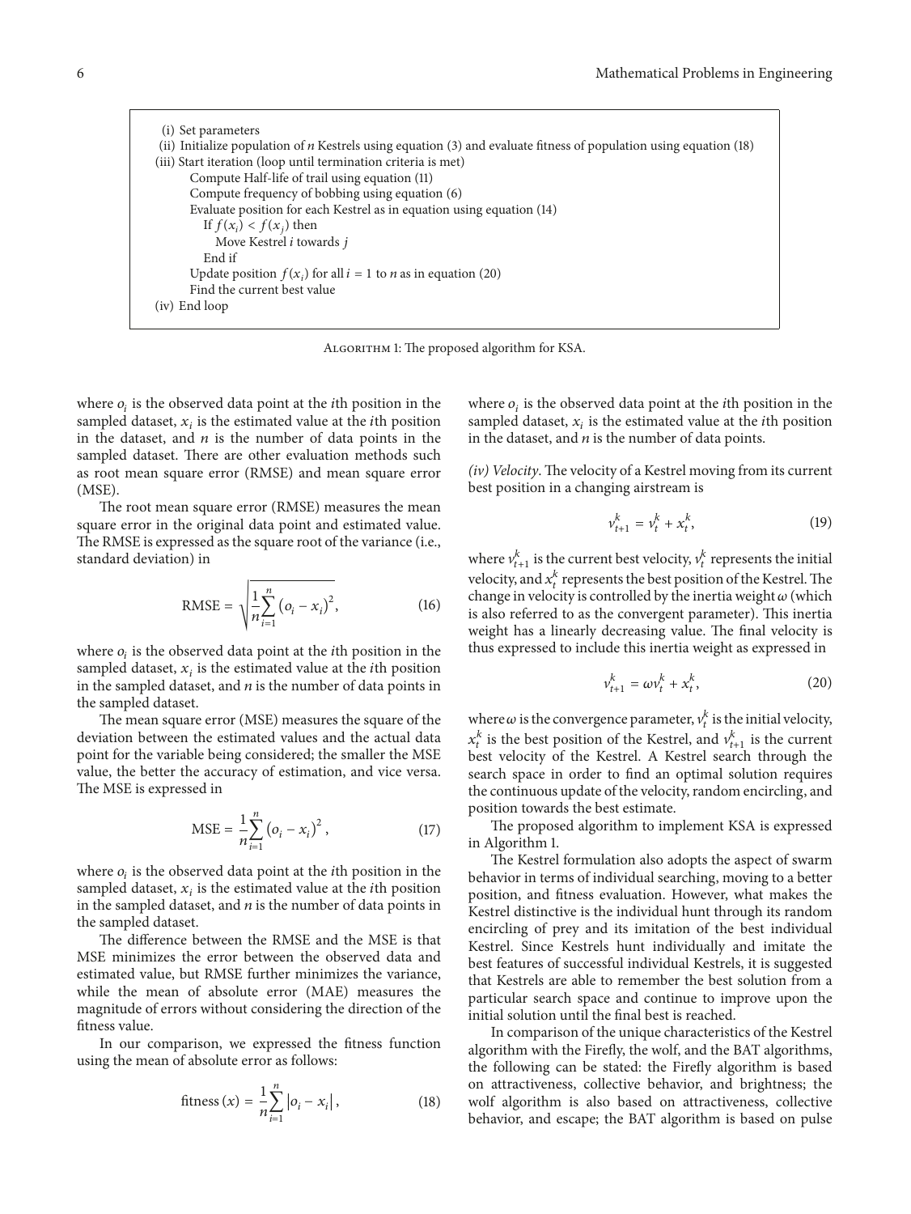```
(i) Set parameters
(ii) Initialize population of n Kestrels using equation (3) and evaluate fitness of population using equation (18)
(iii) Start iteration (loop until termination criteria is met)
      Compute Half-life of trail using equation (11)
      Compute frequency of bobbing using equation (6)
      Evaluate position for each Kestrel as in equation using equation (14)
         If f(x_i) < f(x_j) then
            Move Kestrel i towards j
         End if
      Update position f(x_i) for all i = 1 to n as in equation (20)
      Find the current best value
(iv) End loop
```

Algorithm 1: The proposed algorithm for KSA.

where $o_i$ is the observed data point at the $i$th position in the sampled dataset, $x_i$ is the estimated value at the $i$th position in the dataset, and $n$ is the number of data points in the sampled dataset. There are other evaluation methods such as root mean square error (RMSE) and mean square error (MSE).

The root mean square error (RMSE) measures the mean square error in the original data point and estimated value. The RMSE is expressed as the square root of the variance (i.e., standard deviation) in

$$\text{RMSE} = \sqrt{\frac{1}{n}\sum_{i=1}^{n}\left(o_i - x_i\right)^2}, \tag{16}$$

where $o_i$ is the observed data point at the $i$th position in the sampled dataset, $x_i$ is the estimated value at the $i$th position in the sampled dataset, and $n$ is the number of data points in the sampled dataset.

The mean square error (MSE) measures the square of the deviation between the estimated values and the actual data point for the variable being considered; the smaller the MSE value, the better the accuracy of estimation, and vice versa. The MSE is expressed in

$$\text{MSE} = \frac{1}{n}\sum_{i=1}^{n}\left(o_i - x_i\right)^2, \tag{17}$$

where $o_i$ is the observed data point at the $i$th position in the sampled dataset, $x_i$ is the estimated value at the $i$th position in the sampled dataset, and $n$ is the number of data points in the sampled dataset.

The difference between the RMSE and the MSE is that MSE minimizes the error between the observed data and estimated value, but RMSE further minimizes the variance, while the mean of absolute error (MAE) measures the magnitude of errors without considering the direction of the fitness value.

In our comparison, we expressed the fitness function using the mean of absolute error as follows:

$$\text{fitness}\left(x\right) = \frac{1}{n}\sum_{i=1}^{n}\left|o_i - x_i\right|, \tag{18}$$

where $o_i$ is the observed data point at the $i$th position in the sampled dataset, $x_i$ is the estimated value at the $i$th position in the dataset, and $n$ is the number of data points.

*(iv) Velocity*. The velocity of a Kestrel moving from its current best position in a changing airstream is

$$v_{t+1}^{k} = v_t^{k} + x_t^{k}, \tag{19}$$

where $v_{t+1}^{k}$ is the current best velocity, $v_t^{k}$ represents the initial velocity, and $x_t^{k}$ represents the best position of the Kestrel. The change in velocity is controlled by the inertia weight $\omega$ (which is also referred to as the convergent parameter). This inertia weight has a linearly decreasing value. The final velocity is thus expressed to include this inertia weight as expressed in

$$v_{t+1}^{k} = \omega v_t^{k} + x_t^{k}, \tag{20}$$

where $\omega$ is the convergence parameter, $v_t^{k}$ is the initial velocity, $x_t^{k}$ is the best position of the Kestrel, and $v_{t+1}^{k}$ is the current best velocity of the Kestrel. A Kestrel search through the search space in order to find an optimal solution requires the continuous update of the velocity, random encircling, and position towards the best estimate.

The proposed algorithm to implement KSA is expressed in Algorithm 1.

The Kestrel formulation also adopts the aspect of swarm behavior in terms of individual searching, moving to a better position, and fitness evaluation. However, what makes the Kestrel distinctive is the individual hunt through its random encircling of prey and its imitation of the best individual Kestrel. Since Kestrels hunt individually and imitate the best features of successful individual Kestrels, it is suggested that Kestrels are able to remember the best solution from a particular search space and continue to improve upon the initial solution until the final best is reached.

In comparison of the unique characteristics of the Kestrel algorithm with the Firefly, the wolf, and the BAT algorithms, the following can be stated: the Firefly algorithm is based on attractiveness, collective behavior, and brightness; the wolf algorithm is also based on attractiveness, collective behavior, and escape; the BAT algorithm is based on pulse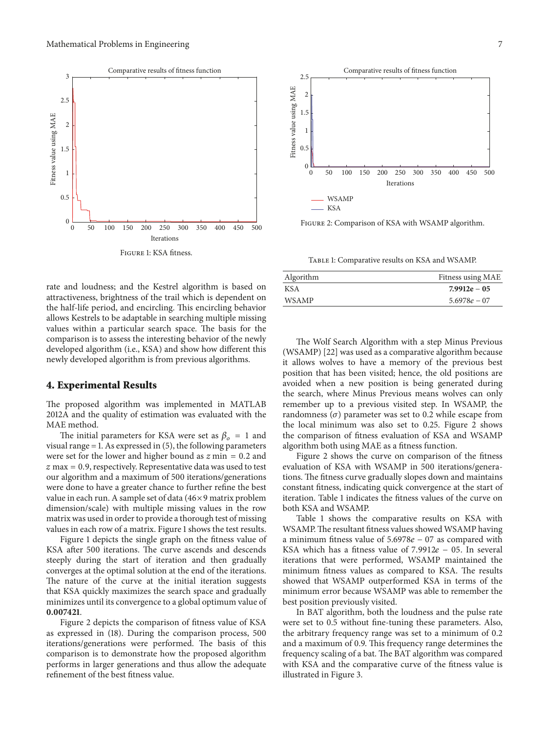Figure 1: KSA fitness.

Figure 2: Comparison of KSA with WSAMP algorithm.

Table 1: Comparative results on KSA and WSAMP.

| Algorithm | Fitness using MAE |
|---|---|
| KSA | **7.9912e − 05** |
| WSAMP | 5.6978e − 07 |

rate and loudness; and the Kestrel algorithm is based on attractiveness, brightness of the trail which is dependent on the half-life period, and encircling. This encircling behavior allows Kestrels to be adaptable in searching multiple missing values within a particular search space. The basis for the comparison is to assess the interesting behavior of the newly developed algorithm (i.e., KSA) and show how different this newly developed algorithm is from previous algorithms.

## 4. Experimental Results

The proposed algorithm was implemented in MATLAB 2012A and the quality of estimation was evaluated with the MAE method.

The initial parameters for KSA were set as $\beta_o = 1$ and visual range = 1. As expressed in (5), the following parameters were set for the lower and higher bound as $z$ min = 0.2 and $z$ max = 0.9, respectively. Representative data was used to test our algorithm and a maximum of 500 iterations/generations were done to have a greater chance to further refine the best value in each run. A sample set of data ($46 \times 9$ matrix problem dimension/scale) with multiple missing values in the row matrix was used in order to provide a thorough test of missing values in each row of a matrix. Figure 1 shows the test results.

Figure 1 depicts the single graph on the fitness value of KSA after 500 iterations. The curve ascends and descends steeply during the start of iteration and then gradually converges at the optimal solution at the end of the iterations. The nature of the curve at the initial iteration suggests that KSA quickly maximizes the search space and gradually minimizes until its convergence to a global optimum value of **0.007421**.

Figure 2 depicts the comparison of fitness value of KSA as expressed in (18). During the comparison process, 500 iterations/generations were performed. The basis of this comparison is to demonstrate how the proposed algorithm performs in larger generations and thus allow the adequate refinement of the best fitness value.

The Wolf Search Algorithm with a step Minus Previous (WSAMP) [22] was used as a comparative algorithm because it allows wolves to have a memory of the previous best position that has been visited; hence, the old positions are avoided when a new position is being generated during the search, where Minus Previous means wolves can only remember up to a previous visited step. In WSAMP, the randomness ($\sigma$) parameter was set to 0.2 while escape from the local minimum was also set to 0.25. Figure 2 shows the comparison of fitness evaluation of KSA and WSAMP algorithm both using MAE as a fitness function.

Figure 2 shows the curve on comparison of the fitness evaluation of KSA with WSAMP in 500 iterations/generations. The fitness curve gradually slopes down and maintains constant fitness, indicating quick convergence at the start of iteration. Table 1 indicates the fitness values of the curve on both KSA and WSAMP.

Table 1 shows the comparative results on KSA with WSAMP. The resultant fitness values showed WSAMP having a minimum fitness value of $5.6978e-07$ as compared with KSA which has a fitness value of $7.9912e-05$. In several iterations that were performed, WSAMP maintained the minimum fitness values as compared to KSA. The results showed that WSAMP outperformed KSA in terms of the minimum error because WSAMP was able to remember the best position previously visited.

In BAT algorithm, both the loudness and the pulse rate were set to 0.5 without fine-tuning these parameters. Also, the arbitrary frequency range was set to a minimum of 0.2 and a maximum of 0.9. This frequency range determines the frequency scaling of a bat. The BAT algorithm was compared with KSA and the comparative curve of the fitness value is illustrated in Figure 3.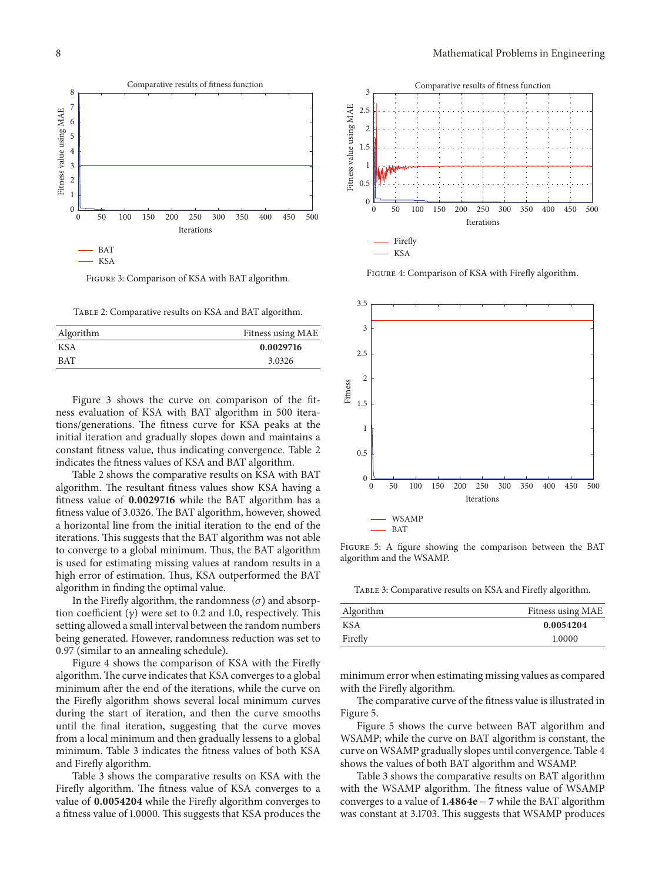Figure 3: Comparison of KSA with BAT algorithm.

Table 2: Comparative results on KSA and BAT algorithm.

| Algorithm | Fitness using MAE |
|---|---|
| KSA | **0.0029716** |
| BAT | 3.0326 |

Figure 3 shows the curve on comparison of the fitness evaluation of KSA with BAT algorithm in 500 iterations/generations. The fitness curve for KSA peaks at the initial iteration and gradually slopes down and maintains a constant fitness value, thus indicating convergence. Table 2 indicates the fitness values of KSA and BAT algorithm.

Table 2 shows the comparative results on KSA with BAT algorithm. The resultant fitness values show KSA having a fitness value of **0.0029716** while the BAT algorithm has a fitness value of 3.0326. The BAT algorithm, however, showed a horizontal line from the initial iteration to the end of the iterations. This suggests that the BAT algorithm was not able to converge to a global minimum. Thus, the BAT algorithm is used for estimating missing values at random results in a high error of estimation. Thus, KSA outperformed the BAT algorithm in finding the optimal value.

In the Firefly algorithm, the randomness ($\sigma$) and absorption coefficient ($\gamma$) were set to 0.2 and 1.0, respectively. This setting allowed a small interval between the random numbers being generated. However, randomness reduction was set to 0.97 (similar to an annealing schedule).

Figure 4 shows the comparison of KSA with the Firefly algorithm. The curve indicates that KSA converges to a global minimum after the end of the iterations, while the curve on the Firefly algorithm shows several local minimum curves during the start of iteration, and then the curve smooths until the final iteration, suggesting that the curve moves from a local minimum and then gradually lessens to a global minimum. Table 3 indicates the fitness values of both KSA and Firefly algorithm.

Table 3 shows the comparative results on KSA with the Firefly algorithm. The fitness value of KSA converges to a value of **0.0054204** while the Firefly algorithm converges to a fitness value of 1.0000. This suggests that KSA produces the minimum error when estimating missing values as compared with the Firefly algorithm.

Figure 4: Comparison of KSA with Firefly algorithm.

Figure 5: A figure showing the comparison between the BAT algorithm and the WSAMP.

Table 3: Comparative results on KSA and Firefly algorithm.

| Algorithm | Fitness using MAE |
|---|---|
| KSA | **0.0054204** |
| Firefly | 1.0000 |

The comparative curve of the fitness value is illustrated in Figure 5.

Figure 5 shows the curve between BAT algorithm and WSAMP; while the curve on BAT algorithm is constant, the curve on WSAMP gradually slopes until convergence. Table 4 shows the values of both BAT algorithm and WSAMP.

Table 3 shows the comparative results on BAT algorithm with the WSAMP algorithm. The fitness value of WSAMP converges to a value of **1.4864e − 7** while the BAT algorithm was constant at 3.1703. This suggests that WSAMP produces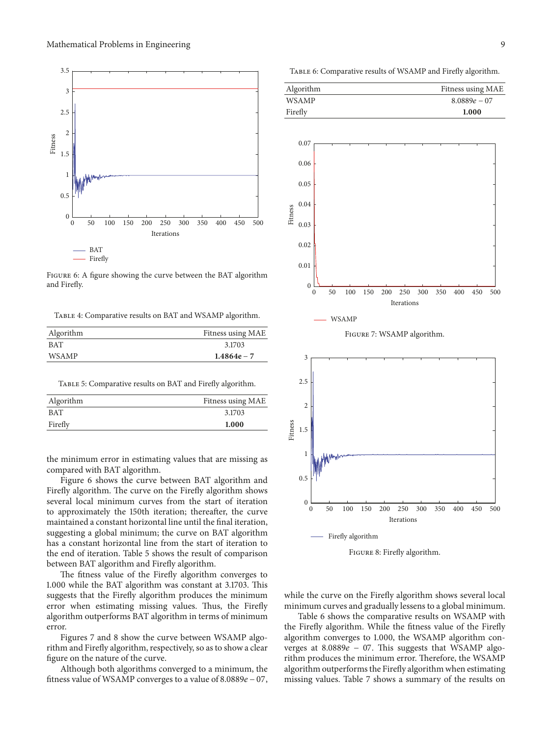Figure 6: A figure showing the curve between the BAT algorithm and Firefly.

Table 4: Comparative results on BAT and WSAMP algorithm.

| Algorithm | Fitness using MAE |
|---|---|
| BAT | 3.1703 |
| WSAMP | **1.4864e − 7** |

Table 5: Comparative results on BAT and Firefly algorithm.

| Algorithm | Fitness using MAE |
|---|---|
| BAT | 3.1703 |
| Firefly | **1.000** |

the minimum error in estimating values that are missing as compared with BAT algorithm.

Figure 6 shows the curve between BAT algorithm and Firefly algorithm. The curve on the Firefly algorithm shows several local minimum curves from the start of iteration to approximately the 150th iteration; thereafter, the curve maintained a constant horizontal line until the final iteration, suggesting a global minimum; the curve on BAT algorithm has a constant horizontal line from the start of iteration to the end of iteration. Table 5 shows the result of comparison between BAT algorithm and Firefly algorithm.

The fitness value of the Firefly algorithm converges to 1.000 while the BAT algorithm was constant at 3.1703. This suggests that the Firefly algorithm produces the minimum error when estimating missing values. Thus, the Firefly algorithm outperforms BAT algorithm in terms of minimum error.

Figures 7 and 8 show the curve between WSAMP algorithm and Firefly algorithm, respectively, so as to show a clear figure on the nature of the curve.

Although both algorithms converged to a minimum, the fitness value of WSAMP converges to a value of $8.0889e-07$, while the curve on the Firefly algorithm shows several local minimum curves and gradually lessens to a global minimum.

Table 6: Comparative results of WSAMP and Firefly algorithm.

| Algorithm | Fitness using MAE |
|---|---|
| WSAMP | $8.0889e-07$ |
| Firefly | **1.000** |

Figure 7: WSAMP algorithm.

Figure 8: Firefly algorithm.

Table 6 shows the comparative results on WSAMP with the Firefly algorithm. While the fitness value of the Firefly algorithm converges to 1.000, the WSAMP algorithm converges at $8.0889e-07$. This suggests that WSAMP algorithm produces the minimum error. Therefore, the WSAMP algorithm outperforms the Firefly algorithm when estimating missing values. Table 7 shows a summary of the results on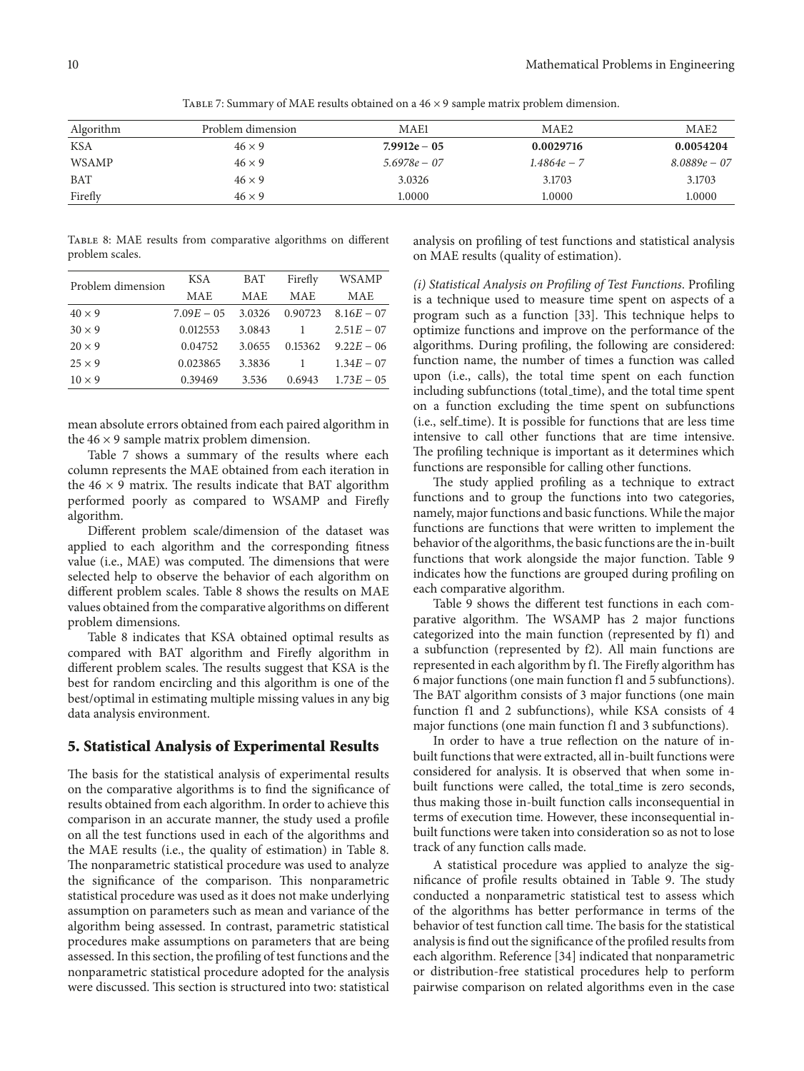Table 7: Summary of MAE results obtained on a $46 \times 9$ sample matrix problem dimension.

| Algorithm | Problem dimension | MAE1 | MAE2 | MAE2 |
|---|---|---|---|---|
| KSA | $46 \times 9$ | **7.9912e − 05** | **0.0029716** | **0.0054204** |
| WSAMP | $46 \times 9$ | *5.6978e − 07* | *1.4864e − 7* | *8.0889e − 07* |
| BAT | $46 \times 9$ | 3.0326 | 3.1703 | 3.1703 |
| Firefly | $46 \times 9$ | 1.0000 | 1.0000 | 1.0000 |

Table 8: MAE results from comparative algorithms on different problem scales.

| Problem dimension | KSA MAE | BAT MAE | Firefly MAE | WSAMP MAE |
|---|---|---|---|---|
| $40 \times 9$ | $7.09E-05$ | 3.0326 | 0.90723 | $8.16E-07$ |
| $30 \times 9$ | 0.012553 | 3.0843 | 1 | $2.51E-07$ |
| $20 \times 9$ | 0.04752 | 3.0655 | 0.15362 | $9.22E-06$ |
| $25 \times 9$ | 0.023865 | 3.3836 | 1 | $1.34E-07$ |
| $10 \times 9$ | 0.39469 | 3.536 | 0.6943 | $1.73E-05$ |

mean absolute errors obtained from each paired algorithm in the $46 \times 9$ sample matrix problem dimension.

Table 7 shows a summary of the results where each column represents the MAE obtained from each iteration in the $46 \times 9$ matrix. The results indicate that BAT algorithm performed poorly as compared to WSAMP and Firefly algorithm.

Different problem scale/dimension of the dataset was applied to each algorithm and the corresponding fitness value (i.e., MAE) was computed. The dimensions that were selected help to observe the behavior of each algorithm on different problem scales. Table 8 shows the results on MAE values obtained from the comparative algorithms on different problem dimensions.

Table 8 indicates that KSA obtained optimal results as compared with BAT algorithm and Firefly algorithm in different problem scales. The results suggest that KSA is the best for random encircling and this algorithm is one of the best/optimal in estimating multiple missing values in any big data analysis environment.

## 5. Statistical Analysis of Experimental Results

The basis for the statistical analysis of experimental results on the comparative algorithms is to find the significance of results obtained from each algorithm. In order to achieve this comparison in an accurate manner, the study used a profile on all the test functions used in each of the algorithms and the MAE results (i.e., the quality of estimation) in Table 8. The nonparametric statistical procedure was used to analyze the significance of the comparison. This nonparametric statistical procedure was used as it does not make underlying assumption on parameters such as mean and variance of the algorithm being assessed. In contrast, parametric statistical procedures make assumptions on parameters that are being assessed. In this section, the profiling of test functions and the nonparametric statistical procedure adopted for the analysis were discussed. This section is structured into two: statistical analysis on profiling of test functions and statistical analysis on MAE results (quality of estimation).

*(i) Statistical Analysis on Profiling of Test Functions*. Profiling is a technique used to measure time spent on aspects of a program such as a function [33]. This technique helps to optimize functions and improve on the performance of the algorithms. During profiling, the following are considered: function name, the number of times a function was called upon (i.e., calls), the total time spent on each function including subfunctions (total_time), and the total time spent on a function excluding the time spent on subfunctions (i.e., self_time). It is possible for functions that are less time intensive to call other functions that are time intensive. The profiling technique is important as it determines which functions are responsible for calling other functions.

The study applied profiling as a technique to extract functions and to group the functions into two categories, namely, major functions and basic functions. While the major functions are functions that were written to implement the behavior of the algorithms, the basic functions are the in-built functions that work alongside the major function. Table 9 indicates how the functions are grouped during profiling on each comparative algorithm.

Table 9 shows the different test functions in each comparative algorithm. The WSAMP has 2 major functions categorized into the main function (represented by f1) and a subfunction (represented by f2). All main functions are represented in each algorithm by f1. The Firefly algorithm has 6 major functions (one main function f1 and 5 subfunctions). The BAT algorithm consists of 3 major functions (one main function f1 and 2 subfunctions), while KSA consists of 4 major functions (one main function f1 and 3 subfunctions).

In order to have a true reflection on the nature of in-built functions that were extracted, all in-built functions were considered for analysis. It is observed that when some in-built functions were called, the total_time is zero seconds, thus making those in-built function calls inconsequential in terms of execution time. However, these inconsequential in-built functions were taken into consideration so as not to lose track of any function calls made.

A statistical procedure was applied to analyze the significance of profile results obtained in Table 9. The study conducted a nonparametric statistical test to assess which of the algorithms has better performance in terms of the behavior of test function call time. The basis for the statistical analysis is find out the significance of the profiled results from each algorithm. Reference [34] indicated that nonparametric or distribution-free statistical procedures help to perform pairwise comparison on related algorithms even in the case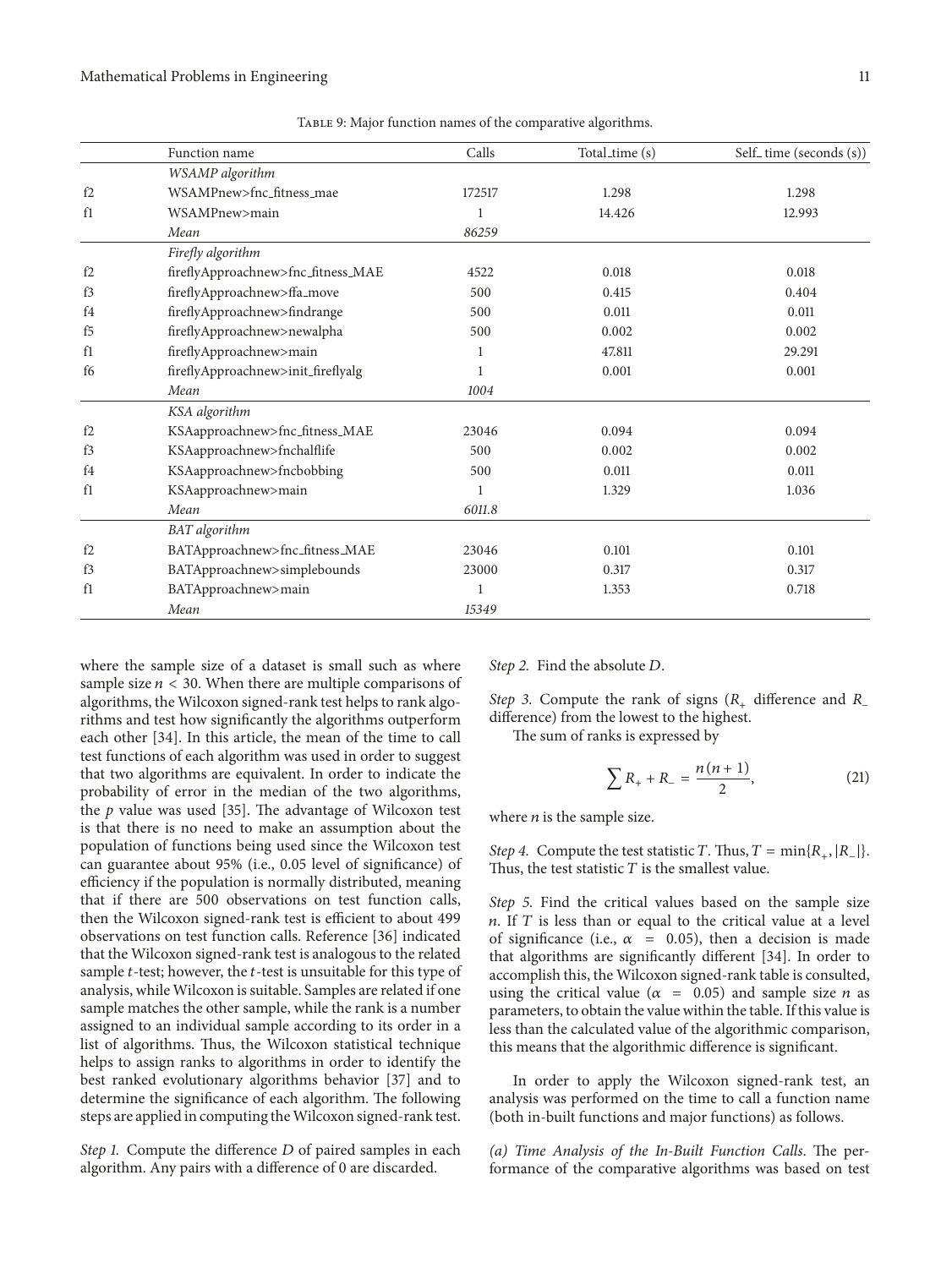Table 9: Major function names of the comparative algorithms.

| | Function name | Calls | Total_time (s) | Self_ time (seconds (s)) |
|---|---|---|---|---|
| | *WSAMP algorithm* | | | |
| f2 | WSAMPnew>fnc_fitness_mae | 172517 | 1.298 | 1.298 |
| f1 | WSAMPnew>main | 1 | 14.426 | 12.993 |
| | *Mean* | *86259* | | |
| | *Firefly algorithm* | | | |
| f2 | fireflyApproachnew>fnc_fitness_MAE | 4522 | 0.018 | 0.018 |
| f3 | fireflyApproachnew>ffa_move | 500 | 0.415 | 0.404 |
| f4 | fireflyApproachnew>findrange | 500 | 0.011 | 0.011 |
| f5 | fireflyApproachnew>newalpha | 500 | 0.002 | 0.002 |
| f1 | fireflyApproachnew>main | 1 | 47.811 | 29.291 |
| f6 | fireflyApproachnew>init_fireflyalg | 1 | 0.001 | 0.001 |
| | *Mean* | *1004* | | |
| | *KSA algorithm* | | | |
| f2 | KSAapproachnew>fnc_fitness_MAE | 23046 | 0.094 | 0.094 |
| f3 | KSAapproachnew>fnchalflife | 500 | 0.002 | 0.002 |
| f4 | KSAapproachnew>fncbobbing | 500 | 0.011 | 0.011 |
| f1 | KSAapproachnew>main | 1 | 1.329 | 1.036 |
| | *Mean* | *6011.8* | | |
| | *BAT algorithm* | | | |
| f2 | BATApproachnew>fnc_fitness_MAE | 23046 | 0.101 | 0.101 |
| f3 | BATApproachnew>simplebounds | 23000 | 0.317 | 0.317 |
| f1 | BATApproachnew>main | 1 | 1.353 | 0.718 |
| | *Mean* | *15349* | | |

where the sample size of a dataset is small such as where sample size $n < 30$. When there are multiple comparisons of algorithms, the Wilcoxon signed-rank test helps to rank algorithms and test how significantly the algorithms outperform each other [34]. In this article, the mean of the time to call test functions of each algorithm was used in order to suggest that two algorithms are equivalent. In order to indicate the probability of error in the median of the two algorithms, the $p$ value was used [35]. The advantage of Wilcoxon test is that there is no need to make an assumption about the population of functions being used since the Wilcoxon test can guarantee about 95% (i.e., 0.05 level of significance) of efficiency if the population is normally distributed, meaning that if there are 500 observations on test function calls, then the Wilcoxon signed-rank test is efficient to about 499 observations on test function calls. Reference [36] indicated that the Wilcoxon signed-rank test is analogous to the related sample $t$-test; however, the $t$-test is unsuitable for this type of analysis, while Wilcoxon is suitable. Samples are related if one sample matches the other sample, while the rank is a number assigned to an individual sample according to its order in a list of algorithms. Thus, the Wilcoxon statistical technique helps to assign ranks to algorithms in order to identify the best ranked evolutionary algorithms behavior [37] and to determine the significance of each algorithm. The following steps are applied in computing the Wilcoxon signed-rank test.

*Step 1.* Compute the difference $D$ of paired samples in each algorithm. Any pairs with a difference of 0 are discarded.

*Step 2.* Find the absolute $D$.

*Step 3.* Compute the rank of signs ($R_+$ difference and $R_-$ difference) from the lowest to the highest.

The sum of ranks is expressed by

$$\sum R_+ + R_- = \frac{n(n+1)}{2}, \quad (21)$$

where $n$ is the sample size.

*Step 4.* Compute the test statistic $T$. Thus, $T = \min\{R_+, |R_-|\}$. Thus, the test statistic $T$ is the smallest value.

*Step 5.* Find the critical values based on the sample size $n$. If $T$ is less than or equal to the critical value at a level of significance (i.e., $\alpha = 0.05$), then a decision is made that algorithms are significantly different [34]. In order to accomplish this, the Wilcoxon signed-rank table is consulted, using the critical value ($\alpha = 0.05$) and sample size $n$ as parameters, to obtain the value within the table. If this value is less than the calculated value of the algorithmic comparison, this means that the algorithmic difference is significant.

In order to apply the Wilcoxon signed-rank test, an analysis was performed on the time to call a function name (both in-built functions and major functions) as follows.

*(a) Time Analysis of the In-Built Function Calls.* The performance of the comparative algorithms was based on test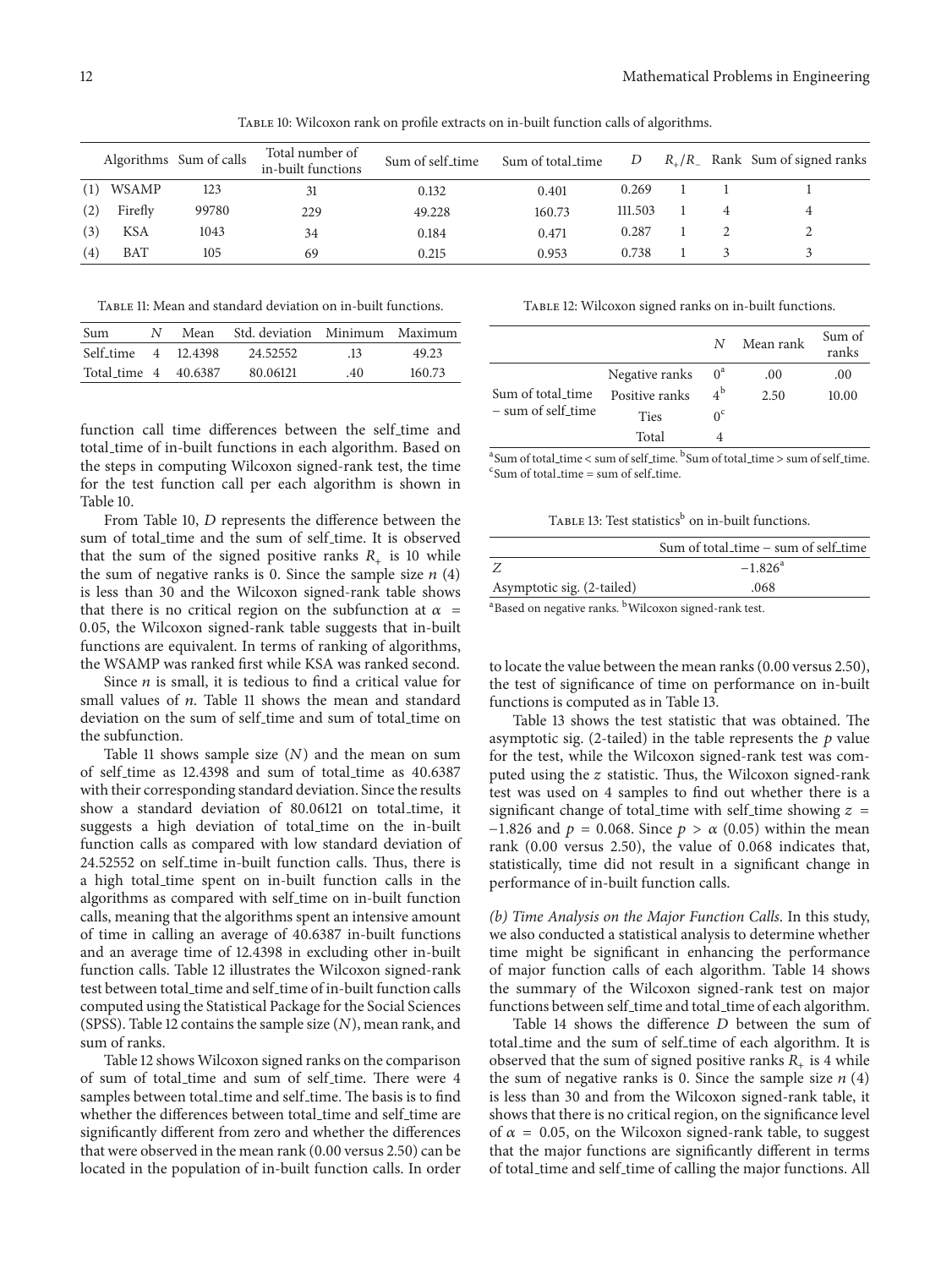Table 10: Wilcoxon rank on profile extracts on in-built function calls of algorithms.

| | Algorithms | Sum of calls | Total number of in-built functions | Sum of self_time | Sum of total_time | $D$ | $R_+/R_-$ | Rank | Sum of signed ranks |
|---|---|---|---|---|---|---|---|---|---|
| (1) | WSAMP | 123 | 31 | 0.132 | 0.401 | 0.269 | 1 | 1 | 1 |
| (2) | Firefly | 99780 | 229 | 49.228 | 160.73 | 111.503 | 1 | 4 | 4 |
| (3) | KSA | 1043 | 34 | 0.184 | 0.471 | 0.287 | 1 | 2 | 2 |
| (4) | BAT | 105 | 69 | 0.215 | 0.953 | 0.738 | 1 | 3 | 3 |

Table 11: Mean and standard deviation on in-built functions.

| Sum | $N$ | Mean | Std. deviation | Minimum | Maximum |
|---|---|---|---|---|---|
| Self_time | 4 | 12.4398 | 24.52552 | .13 | 49.23 |
| Total_time | 4 | 40.6387 | 80.06121 | .40 | 160.73 |

function call time differences between the self_time and total_time of in-built functions in each algorithm. Based on the steps in computing Wilcoxon signed-rank test, the time for the test function call per each algorithm is shown in Table 10.

From Table 10, $D$ represents the difference between the sum of total_time and the sum of self_time. It is observed that the sum of the signed positive ranks $R_+$ is 10 while the sum of negative ranks is 0. Since the sample size $n$ (4) is less than 30 and the Wilcoxon signed-rank table shows that there is no critical region on the subfunction at $\alpha = 0.05$, the Wilcoxon signed-rank table suggests that in-built functions are equivalent. In terms of ranking of algorithms, the WSAMP was ranked first while KSA was ranked second.

Since $n$ is small, it is tedious to find a critical value for small values of $n$. Table 11 shows the mean and standard deviation on the sum of self_time and sum of total_time on the subfunction.

Table 11 shows sample size ($N$) and the mean on sum of self_time as 12.4398 and sum of total_time as 40.6387 with their corresponding standard deviation. Since the results show a standard deviation of 80.06121 on total_time, it suggests a high deviation of total_time on the in-built function calls as compared with low standard deviation of 24.52552 on self_time in-built function calls. Thus, there is a high total_time spent on in-built function calls in the algorithms as compared with self_time on in-built function calls, meaning that the algorithms spent an intensive amount of time in calling an average of 40.6387 in-built functions and an average time of 12.4398 in excluding other in-built function calls. Table 12 illustrates the Wilcoxon signed-rank test between total_time and self_time of in-built function calls computed using the Statistical Package for the Social Sciences (SPSS). Table 12 contains the sample size ($N$), mean rank, and sum of ranks.

Table 12 shows Wilcoxon signed ranks on the comparison of sum of total_time and sum of self_time. There were 4 samples between total_time and self_time. The basis is to find whether the differences between total_time and self_time are significantly different from zero and whether the differences that were observed in the mean rank (0.00 versus 2.50) can be located in the population of in-built function calls. In order to locate the value between the mean ranks (0.00 versus 2.50), the test of significance of time on performance on in-built functions is computed as in Table 13.

Table 12: Wilcoxon signed ranks on in-built functions.

| | | $N$ | Mean rank | Sum of ranks |
|---|---|---|---|---|
| Sum of total_time − sum of self_time | Negative ranks | 0[a] | .00 | .00 |
| | Positive ranks | 4[b] | 2.50 | 10.00 |
| | Ties | 0[c] | | |
| | Total | 4 | | |

[a]Sum of total_time < sum of self_time. [b]Sum of total_time > sum of self_time. [c]Sum of total_time = sum of self_time.

Table 13: Test statistics[b] on in-built functions.

| | Sum of total_time − sum of self_time |
|---|---|
| $Z$ | −1.826[a] |
| Asymptotic sig. (2-tailed) | .068 |

[a]Based on negative ranks. [b]Wilcoxon signed-rank test.

Table 13 shows the test statistic that was obtained. The asymptotic sig. (2-tailed) in the table represents the $p$ value for the test, while the Wilcoxon signed-rank test was computed using the $z$ statistic. Thus, the Wilcoxon signed-rank test was used on 4 samples to find out whether there is a significant change of total_time with self_time showing $z = -1.826$ and $p = 0.068$. Since $p > \alpha$ (0.05) within the mean rank (0.00 versus 2.50), the value of 0.068 indicates that, statistically, time did not result in a significant change in performance of in-built function calls.

*(b) Time Analysis on the Major Function Calls.* In this study, we also conducted a statistical analysis to determine whether time might be significant in enhancing the performance of major function calls of each algorithm. Table 14 shows the summary of the Wilcoxon signed-rank test on major functions between self_time and total_time of each algorithm.

Table 14 shows the difference $D$ between the sum of total_time and the sum of self_time of each algorithm. It is observed that the sum of signed positive ranks $R_+$ is 4 while the sum of negative ranks is 0. Since the sample size $n$ (4) is less than 30 and from the Wilcoxon signed-rank table, it shows that there is no critical region, on the significance level of $\alpha = 0.05$, on the Wilcoxon signed-rank table, to suggest that the major functions are significantly different in terms of total_time and self_time of calling the major functions. All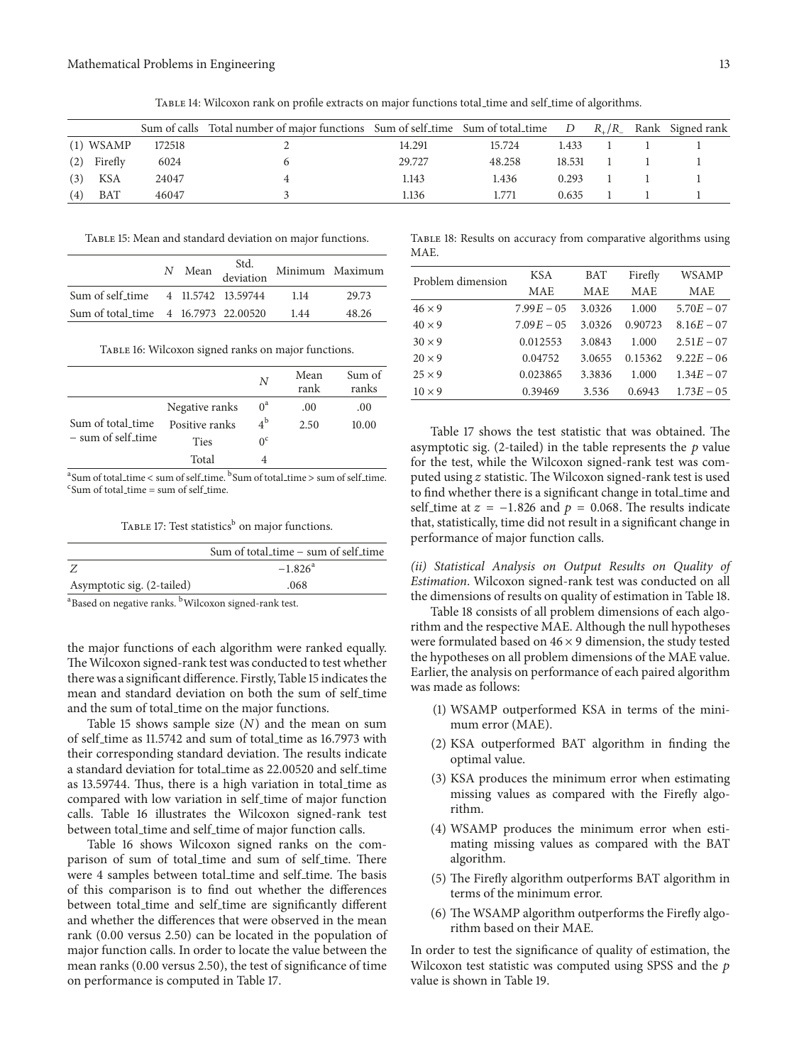Table 14: Wilcoxon rank on profile extracts on major functions total_time and self_time of algorithms.

| | Sum of calls | Total number of major functions | Sum of self_time | Sum of total_time | $D$ | $R_+/R_-$ | Rank | Signed rank |
|---|---|---|---|---|---|---|---|---|
| (1) WSAMP | 172518 | 2 | 14.291 | 15.724 | 1.433 | 1 | 1 | 1 |
| (2) Firefly | 6024 | 6 | 29.727 | 48.258 | 18.531 | 1 | 1 | 1 |
| (3) KSA | 24047 | 4 | 1.143 | 1.436 | 0.293 | 1 | 1 | 1 |
| (4) BAT | 46047 | 3 | 1.136 | 1.771 | 0.635 | 1 | 1 | 1 |

Table 15: Mean and standard deviation on major functions.

| | $N$ | Mean | Std. deviation | Minimum | Maximum |
|---|---|---|---|---|---|
| Sum of self_time | 4 | 11.5742 | 13.59744 | 1.14 | 29.73 |
| Sum of total_time | 4 | 16.7973 | 22.00520 | 1.44 | 48.26 |

Table 16: Wilcoxon signed ranks on major functions.

| | | $N$ | Mean rank | Sum of ranks |
|---|---|---|---|---|
| Sum of total_time − sum of self_time | Negative ranks | 0[a] | .00 | .00 |
| | Positive ranks | 4[b] | 2.50 | 10.00 |
| | Ties | 0[c] | | |
| | Total | 4 | | |

[a]Sum of total_time < sum of self_time. [b]Sum of total_time > sum of self_time. [c]Sum of total_time = sum of self_time.

Table 17: Test statistics[b] on major functions.

| | Sum of total_time − sum of self_time |
|---|---|
| $Z$ | −1.826[a] |
| Asymptotic sig. (2-tailed) | .068 |

[a]Based on negative ranks. [b]Wilcoxon signed-rank test.

the major functions of each algorithm were ranked equally. The Wilcoxon signed-rank test was conducted to test whether there was a significant difference. Firstly, Table 15 indicates the mean and standard deviation on both the sum of self_time and the sum of total_time on the major functions.

Table 15 shows sample size ($N$) and the mean on sum of self_time as 11.5742 and sum of total_time as 16.7973 with their corresponding standard deviation. The results indicate a standard deviation for total_time as 22.00520 and self_time as 13.59744. Thus, there is a high variation in total_time as compared with low variation in self_time of major function calls. Table 16 illustrates the Wilcoxon signed-rank test between total_time and self_time of major function calls.

Table 16 shows Wilcoxon signed ranks on the comparison of sum of total_time and sum of self_time. There were 4 samples between total_time and self_time. The basis of this comparison is to find out whether the differences between total_time and self_time are significantly different and whether the differences that were observed in the mean rank (0.00 versus 2.50) can be located in the population of major function calls. In order to locate the value between the mean ranks (0.00 versus 2.50), the test of significance of time on performance is computed in Table 17.

Table 18: Results on accuracy from comparative algorithms using MAE.

| Problem dimension | KSA MAE | BAT MAE | Firefly MAE | WSAMP MAE |
|---|---|---|---|---|
| $46 \times 9$ | $7.99E-05$ | 3.0326 | 1.000 | $5.70E-07$ |
| $40 \times 9$ | $7.09E-05$ | 3.0326 | 0.90723 | $8.16E-07$ |
| $30 \times 9$ | 0.012553 | 3.0843 | 1.000 | $2.51E-07$ |
| $20 \times 9$ | 0.04752 | 3.0655 | 0.15362 | $9.22E-06$ |
| $25 \times 9$ | 0.023865 | 3.3836 | 1.000 | $1.34E-07$ |
| $10 \times 9$ | 0.39469 | 3.536 | 0.6943 | $1.73E-05$ |

Table 17 shows the test statistic that was obtained. The asymptotic sig. (2-tailed) in the table represents the $p$ value for the test, while the Wilcoxon signed-rank test was computed using $z$ statistic. The Wilcoxon signed-rank test is used to find whether there is a significant change in total_time and self_time at $z = -1.826$ and $p = 0.068$. The results indicate that, statistically, time did not result in a significant change in performance of major function calls.

*(ii) Statistical Analysis on Output Results on Quality of Estimation.* Wilcoxon signed-rank test was conducted on all the dimensions of results on quality of estimation in Table 18.

Table 18 consists of all problem dimensions of each algorithm and the respective MAE. Although the null hypotheses were formulated based on $46 \times 9$ dimension, the study tested the hypotheses on all problem dimensions of the MAE value. Earlier, the analysis on performance of each paired algorithm was made as follows:

(1) WSAMP outperformed KSA in terms of the minimum error (MAE).

(2) KSA outperformed BAT algorithm in finding the optimal value.

(3) KSA produces the minimum error when estimating missing values as compared with the Firefly algorithm.

(4) WSAMP produces the minimum error when estimating missing values as compared with the BAT algorithm.

(5) The Firefly algorithm outperforms BAT algorithm in terms of the minimum error.

(6) The WSAMP algorithm outperforms the Firefly algorithm based on their MAE.

In order to test the significance of quality of estimation, the Wilcoxon test statistic was computed using SPSS and the $p$ value is shown in Table 19.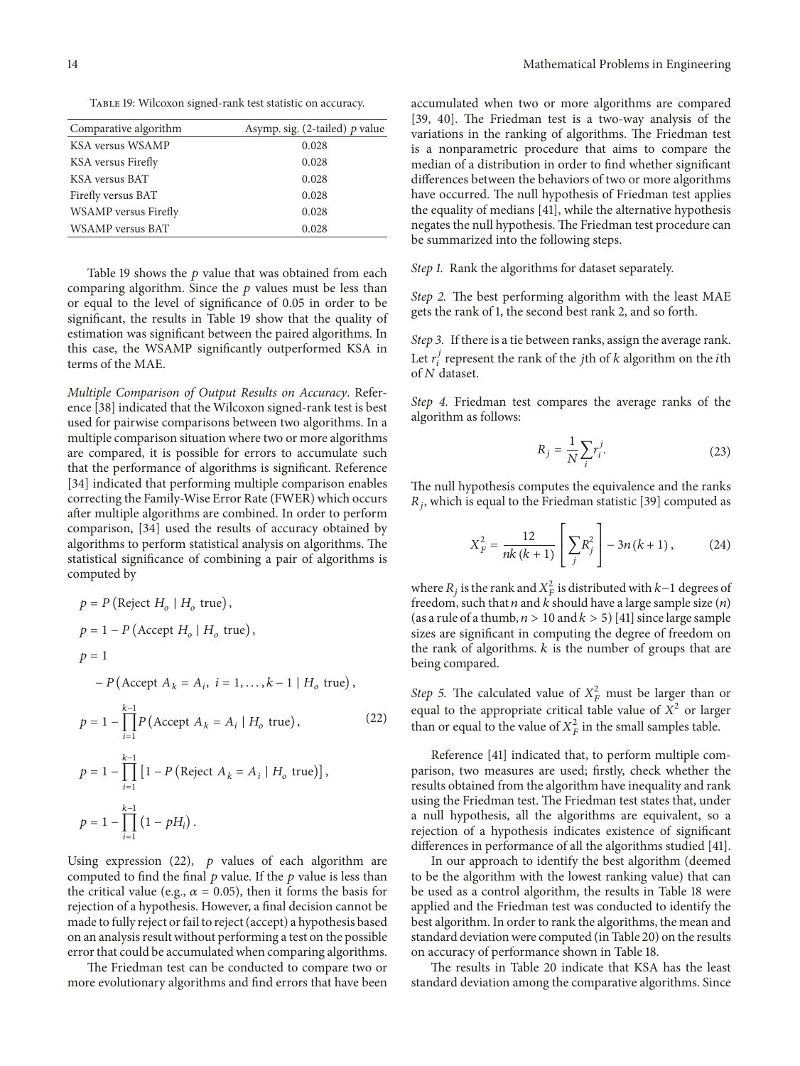Table 19: Wilcoxon signed-rank test statistic on accuracy.

| Comparative algorithm | Asymp. sig. (2-tailed) $p$ value |
|---|---|
| KSA versus WSAMP | 0.028 |
| KSA versus Firefly | 0.028 |
| KSA versus BAT | 0.028 |
| Firefly versus BAT | 0.028 |
| WSAMP versus Firefly | 0.028 |
| WSAMP versus BAT | 0.028 |

Table 19 shows the $p$ value that was obtained from each comparing algorithm. Since the $p$ values must be less than or equal to the level of significance of 0.05 in order to be significant, the results in Table 19 show that the quality of estimation was significant between the paired algorithms. In this case, the WSAMP significantly outperformed KSA in terms of the MAE.

*Multiple Comparison of Output Results on Accuracy*. Reference [38] indicated that the Wilcoxon signed-rank test is best used for pairwise comparisons between two algorithms. In a multiple comparison situation where two or more algorithms are compared, it is possible for errors to accumulate such that the performance of algorithms is significant. Reference [34] indicated that performing multiple comparison enables correcting the Family-Wise Error Rate (FWER) which occurs after multiple algorithms are combined. In order to perform comparison, [34] used the results of accuracy obtained by algorithms to perform statistical analysis on algorithms. The statistical significance of combining a pair of algorithms is computed by

$$
\begin{aligned}
p &= P\left(\text{Reject } H_o \mid H_o \text{ true}\right), \\
p &= 1 - P\left(\text{Accept } H_o \mid H_o \text{ true}\right), \\
p &= 1 \\
&\quad - P\left(\text{Accept } A_k = A_i,\ i = 1, \ldots, k-1 \mid H_o \text{ true}\right), \\
p &= 1 - \prod_{i=1}^{k-1} P\left(\text{Accept } A_k = A_i \mid H_o \text{ true}\right), \\
p &= 1 - \prod_{i=1}^{k-1} \left[1 - P\left(\text{Reject } A_k = A_i \mid H_o \text{ true}\right)\right], \\
p &= 1 - \prod_{i=1}^{k-1} \left(1 - pH_i\right).
\end{aligned}
\tag{22}
$$

Using expression (22), $p$ values of each algorithm are computed to find the final $p$ value. If the $p$ value is less than the critical value (e.g., $\alpha = 0.05$), then it forms the basis for rejection of a hypothesis. However, a final decision cannot be made to fully reject or fail to reject (accept) a hypothesis based on an analysis result without performing a test on the possible error that could be accumulated when comparing algorithms.

The Friedman test can be conducted to compare two or more evolutionary algorithms and find errors that have been accumulated when two or more algorithms are compared [39, 40]. The Friedman test is a two-way analysis of the variations in the ranking of algorithms. The Friedman test is a nonparametric procedure that aims to compare the median of a distribution in order to find whether significant differences between the behaviors of two or more algorithms have occurred. The null hypothesis of Friedman test applies the equality of medians [41], while the alternative hypothesis negates the null hypothesis. The Friedman test procedure can be summarized into the following steps.

*Step 1.* Rank the algorithms for dataset separately.

*Step 2.* The best performing algorithm with the least MAE gets the rank of 1, the second best rank 2, and so forth.

*Step 3.* If there is a tie between ranks, assign the average rank. Let $r_i^j$ represent the rank of the $j$th of $k$ algorithm on the $i$th of $N$ dataset.

*Step 4.* Friedman test compares the average ranks of the algorithm as follows:

$$R_j = \frac{1}{N} \sum_i r_i^j. \tag{23}$$

The null hypothesis computes the equivalence and the ranks $R_j$, which is equal to the Friedman statistic [39] computed as

$$X_F^2 = \frac{12}{nk(k+1)} \left[\sum_j R_j^2\right] - 3n(k+1), \tag{24}$$

where $R_j$ is the rank and $X_F^2$ is distributed with $k-1$ degrees of freedom, such that $n$ and $k$ should have a large sample size ($n$) (as a rule of a thumb, $n > 10$ and $k > 5$) [41] since large sample sizes are significant in computing the degree of freedom on the rank of algorithms. $k$ is the number of groups that are being compared.

*Step 5.* The calculated value of $X_F^2$ must be larger than or equal to the appropriate critical table value of $X^2$ or larger than or equal to the value of $X_F^2$ in the small samples table.

Reference [41] indicated that, to perform multiple comparison, two measures are used; firstly, check whether the results obtained from the algorithm have inequality and rank using the Friedman test. The Friedman test states that, under a null hypothesis, all the algorithms are equivalent, so a rejection of a hypothesis indicates existence of significant differences in performance of all the algorithms studied [41].

In our approach to identify the best algorithm (deemed to be the algorithm with the lowest ranking value) that can be used as a control algorithm, the results in Table 18 were applied and the Friedman test was conducted to identify the best algorithm. In order to rank the algorithms, the mean and standard deviation were computed (in Table 20) on the results on accuracy of performance shown in Table 18.

The results in Table 20 indicate that KSA has the least standard deviation among the comparative algorithms. Since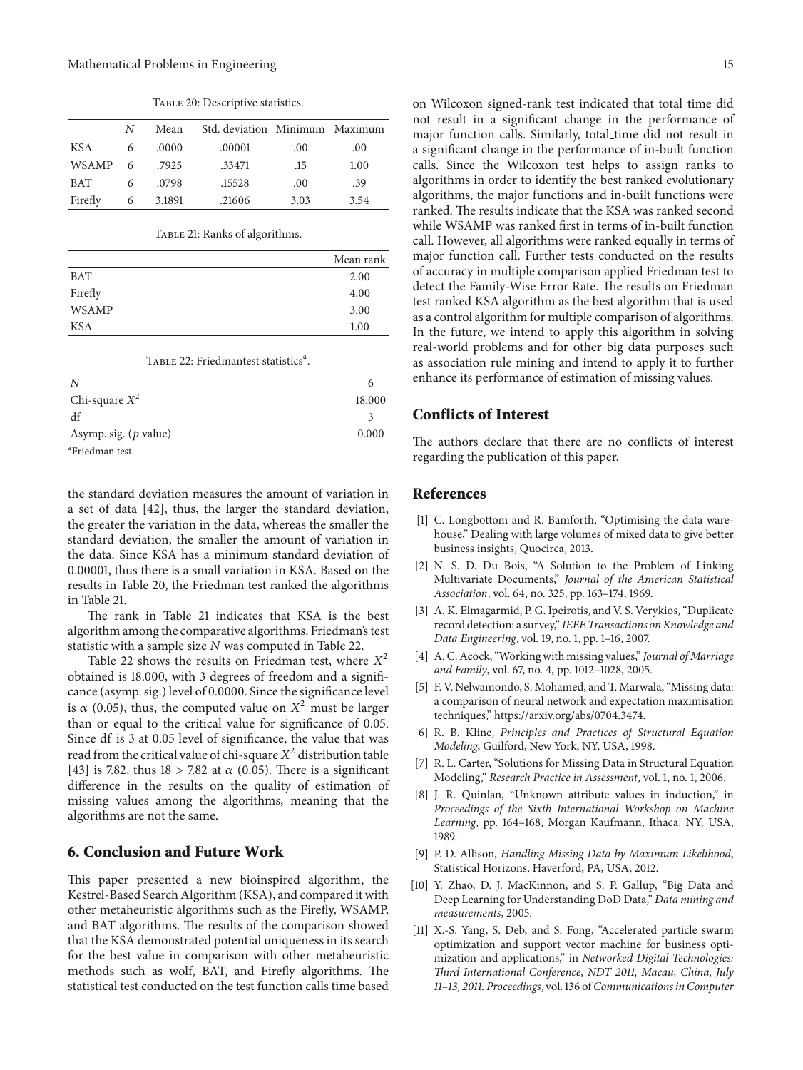Table 20: Descriptive statistics.

| | $N$ | Mean | Std. deviation | Minimum | Maximum |
|---|---|---|---|---|---|
| KSA | 6 | .0000 | .00001 | .00 | .00 |
| WSAMP | 6 | .7925 | .33471 | .15 | 1.00 |
| BAT | 6 | .0798 | .15528 | .00 | .39 |
| Firefly | 6 | 3.1891 | .21606 | 3.03 | 3.54 |

Table 21: Ranks of algorithms.

| | Mean rank |
|---|---|
| BAT | 2.00 |
| Firefly | 4.00 |
| WSAMP | 3.00 |
| KSA | 1.00 |

Table 22: Friedmantest statistics[a].

| | |
|---|---|
| $N$ | 6 |
| Chi-square $X^2$ | 18.000 |
| df | 3 |
| Asymp. sig. ($p$ value) | 0.000 |

[a]Friedman test.

the standard deviation measures the amount of variation in a set of data [42], thus, the larger the standard deviation, the greater the variation in the data, whereas the smaller the standard deviation, the smaller the amount of variation in the data. Since KSA has a minimum standard deviation of 0.00001, thus there is a small variation in KSA. Based on the results in Table 20, the Friedman test ranked the algorithms in Table 21.

The rank in Table 21 indicates that KSA is the best algorithm among the comparative algorithms. Friedman's test statistic with a sample size $N$ was computed in Table 22.

Table 22 shows the results on Friedman test, where $X^2$ obtained is 18.000, with 3 degrees of freedom and a significance (asymp. sig.) level of 0.0000. Since the significance level is $\alpha$ (0.05), thus, the computed value on $X^2$ must be larger than or equal to the critical value for significance of 0.05. Since df is 3 at 0.05 level of significance, the value that was read from the critical value of chi-square $X^2$ distribution table [43] is 7.82, thus $18 > 7.82$ at $\alpha$ (0.05). There is a significant difference in the results on the quality of estimation of missing values among the algorithms, meaning that the algorithms are not the same.

## 6. Conclusion and Future Work

This paper presented a new bioinspired algorithm, the Kestrel-Based Search Algorithm (KSA), and compared it with other metaheuristic algorithms such as the Firefly, WSAMP, and BAT algorithms. The results of the comparison showed that the KSA demonstrated potential uniqueness in its search for the best value in comparison with other metaheuristic methods such as wolf, BAT, and Firefly algorithms. The statistical test conducted on the test function calls time based on Wilcoxon signed-rank test indicated that total_time did not result in a significant change in the performance of major function calls. Similarly, total_time did not result in a significant change in the performance of in-built function calls. Since the Wilcoxon test helps to assign ranks to algorithms in order to identify the best ranked evolutionary algorithms, the major functions and in-built functions were ranked. The results indicate that the KSA was ranked second while WSAMP was ranked first in terms of in-built function call. However, all algorithms were ranked equally in terms of major function call. Further tests conducted on the results of accuracy in multiple comparison applied Friedman test to detect the Family-Wise Error Rate. The results on Friedman test ranked KSA algorithm as the best algorithm that is used as a control algorithm for multiple comparison of algorithms. In the future, we intend to apply this algorithm in solving real-world problems and for other big data purposes such as association rule mining and intend to apply it to further enhance its performance of estimation of missing values.

## Conflicts of Interest

The authors declare that there are no conflicts of interest regarding the publication of this paper.

## References

[1] C. Longbottom and R. Bamforth, "Optimising the data warehouse," Dealing with large volumes of mixed data to give better business insights, Quocirca, 2013.

[2] N. S. D. Du Bois, "A Solution to the Problem of Linking Multivariate Documents," *Journal of the American Statistical Association*, vol. 64, no. 325, pp. 163–174, 1969.

[3] A. K. Elmagarmid, P. G. Ipeirotis, and V. S. Verykios, "Duplicate record detection: a survey," *IEEE Transactions on Knowledge and Data Engineering*, vol. 19, no. 1, pp. 1–16, 2007.

[4] A. C. Acock, "Working with missing values," *Journal of Marriage and Family*, vol. 67, no. 4, pp. 1012–1028, 2005.

[5] F. V. Nelwamondo, S. Mohamed, and T. Marwala, "Missing data: a comparison of neural network and expectation maximisation techniques," https://arxiv.org/abs/0704.3474.

[6] R. B. Kline, *Principles and Practices of Structural Equation Modeling*, Guilford, New York, NY, USA, 1998.

[7] R. L. Carter, "Solutions for Missing Data in Structural Equation Modeling," *Research Practice in Assessment*, vol. 1, no. 1, 2006.

[8] J. R. Quinlan, "Unknown attribute values in induction," in *Proceedings of the Sixth International Workshop on Machine Learning*, pp. 164–168, Morgan Kaufmann, Ithaca, NY, USA, 1989.

[9] P. D. Allison, *Handling Missing Data by Maximum Likelihood*, Statistical Horizons, Haverford, PA, USA, 2012.

[10] Y. Zhao, D. J. MacKinnon, and S. P. Gallup, "Big Data and Deep Learning for Understanding DoD Data," *Data mining and measurements*, 2005.

[11] X.-S. Yang, S. Deb, and S. Fong, "Accelerated particle swarm optimization and support vector machine for business optimization and applications," in *Networked Digital Technologies: Third International Conference, NDT 2011, Macau, China, July 11–13, 2011. Proceedings*, vol. 136 of *Communications in Computer*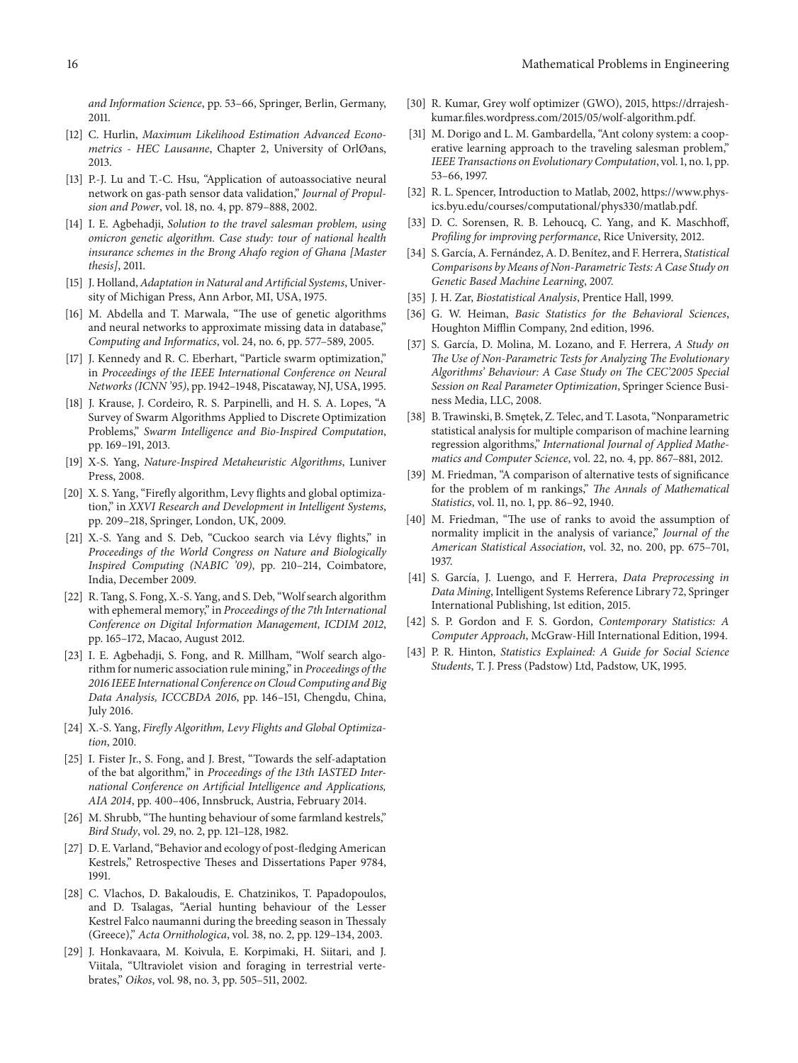*and Information Science*, pp. 53–66, Springer, Berlin, Germany, 2011.

[12] C. Hurlin, *Maximum Likelihood Estimation Advanced Econometrics - HEC Lausanne*, Chapter 2, University of OrlØans, 2013.

[13] P.-J. Lu and T.-C. Hsu, "Application of autoassociative neural network on gas-path sensor data validation," *Journal of Propulsion and Power*, vol. 18, no. 4, pp. 879–888, 2002.

[14] I. E. Agbehadji, *Solution to the travel salesman problem, using omicron genetic algorithm. Case study: tour of national health insurance schemes in the Brong Ahafo region of Ghana [Master thesis]*, 2011.

[15] J. Holland, *Adaptation in Natural and Artificial Systems*, University of Michigan Press, Ann Arbor, MI, USA, 1975.

[16] M. Abdella and T. Marwala, "The use of genetic algorithms and neural networks to approximate missing data in database," *Computing and Informatics*, vol. 24, no. 6, pp. 577–589, 2005.

[17] J. Kennedy and R. C. Eberhart, "Particle swarm optimization," in *Proceedings of the IEEE International Conference on Neural Networks (ICNN '95)*, pp. 1942–1948, Piscataway, NJ, USA, 1995.

[18] J. Krause, J. Cordeiro, R. S. Parpinelli, and H. S. A. Lopes, "A Survey of Swarm Algorithms Applied to Discrete Optimization Problems," *Swarm Intelligence and Bio-Inspired Computation*, pp. 169–191, 2013.

[19] X-S. Yang, *Nature-Inspired Metaheuristic Algorithms*, Luniver Press, 2008.

[20] X. S. Yang, "Firefly algorithm, Levy flights and global optimization," in *XXVI Research and Development in Intelligent Systems*, pp. 209–218, Springer, London, UK, 2009.

[21] X.-S. Yang and S. Deb, "Cuckoo search via Lévy flights," in *Proceedings of the World Congress on Nature and Biologically Inspired Computing (NABIC '09)*, pp. 210–214, Coimbatore, India, December 2009.

[22] R. Tang, S. Fong, X.-S. Yang, and S. Deb, "Wolf search algorithm with ephemeral memory," in *Proceedings of the 7th International Conference on Digital Information Management, ICDIM 2012*, pp. 165–172, Macao, August 2012.

[23] I. E. Agbehadji, S. Fong, and R. Millham, "Wolf search algorithm for numeric association rule mining," in *Proceedings of the 2016 IEEE International Conference on Cloud Computing and Big Data Analysis, ICCCBDA 2016*, pp. 146–151, Chengdu, China, July 2016.

[24] X.-S. Yang, *Firefly Algorithm, Levy Flights and Global Optimization*, 2010.

[25] I. Fister Jr., S. Fong, and J. Brest, "Towards the self-adaptation of the bat algorithm," in *Proceedings of the 13th IASTED International Conference on Artificial Intelligence and Applications, AIA 2014*, pp. 400–406, Innsbruck, Austria, February 2014.

[26] M. Shrubb, "The hunting behaviour of some farmland kestrels," *Bird Study*, vol. 29, no. 2, pp. 121–128, 1982.

[27] D. E. Varland, "Behavior and ecology of post-fledging American Kestrels," Retrospective Theses and Dissertations Paper 9784, 1991.

[28] C. Vlachos, D. Bakaloudis, E. Chatzinikos, T. Papadopoulos, and D. Tsalagas, "Aerial hunting behaviour of the Lesser Kestrel Falco naumanni during the breeding season in Thessaly (Greece)," *Acta Ornithologica*, vol. 38, no. 2, pp. 129–134, 2003.

[29] J. Honkavaara, M. Koivula, E. Korpimaki, H. Siitari, and J. Viitala, "Ultraviolet vision and foraging in terrestrial vertebrates," *Oikos*, vol. 98, no. 3, pp. 505–511, 2002.

[30] R. Kumar, Grey wolf optimizer (GWO), 2015, https://drrajeshkumar.files.wordpress.com/2015/05/wolf-algorithm.pdf.

[31] M. Dorigo and L. M. Gambardella, "Ant colony system: a cooperative learning approach to the traveling salesman problem," *IEEE Transactions on Evolutionary Computation*, vol. 1, no. 1, pp. 53–66, 1997.

[32] R. L. Spencer, Introduction to Matlab, 2002, https://www.physics.byu.edu/courses/computational/phys330/matlab.pdf.

[33] D. C. Sorensen, R. B. Lehoucq, C. Yang, and K. Maschhoff, *Profiling for improving performance*, Rice University, 2012.

[34] S. García, A. Fernández, A. D. Benítez, and F. Herrera, *Statistical Comparisons by Means of Non-Parametric Tests: A Case Study on Genetic Based Machine Learning*, 2007.

[35] J. H. Zar, *Biostatistical Analysis*, Prentice Hall, 1999.

[36] G. W. Heiman, *Basic Statistics for the Behavioral Sciences*, Houghton Mifflin Company, 2nd edition, 1996.

[37] S. García, D. Molina, M. Lozano, and F. Herrera, *A Study on The Use of Non-Parametric Tests for Analyzing The Evolutionary Algorithms' Behaviour: A Case Study on The CEC'2005 Special Session on Real Parameter Optimization*, Springer Science Business Media, LLC, 2008.

[38] B. Trawinski, B. Smętek, Z. Telec, and T. Lasota, "Nonparametric statistical analysis for multiple comparison of machine learning regression algorithms," *International Journal of Applied Mathematics and Computer Science*, vol. 22, no. 4, pp. 867–881, 2012.

[39] M. Friedman, "A comparison of alternative tests of significance for the problem of m rankings," *The Annals of Mathematical Statistics*, vol. 11, no. 1, pp. 86–92, 1940.

[40] M. Friedman, "The use of ranks to avoid the assumption of normality implicit in the analysis of variance," *Journal of the American Statistical Association*, vol. 32, no. 200, pp. 675–701, 1937.

[41] S. García, J. Luengo, and F. Herrera, *Data Preprocessing in Data Mining*, Intelligent Systems Reference Library 72, Springer International Publishing, 1st edition, 2015.

[42] S. P. Gordon and F. S. Gordon, *Contemporary Statistics: A Computer Approach*, McGraw-Hill International Edition, 1994.

[43] P. R. Hinton, *Statistics Explained: A Guide for Social Science Students*, T. J. Press (Padstow) Ltd, Padstow, UK, 1995.